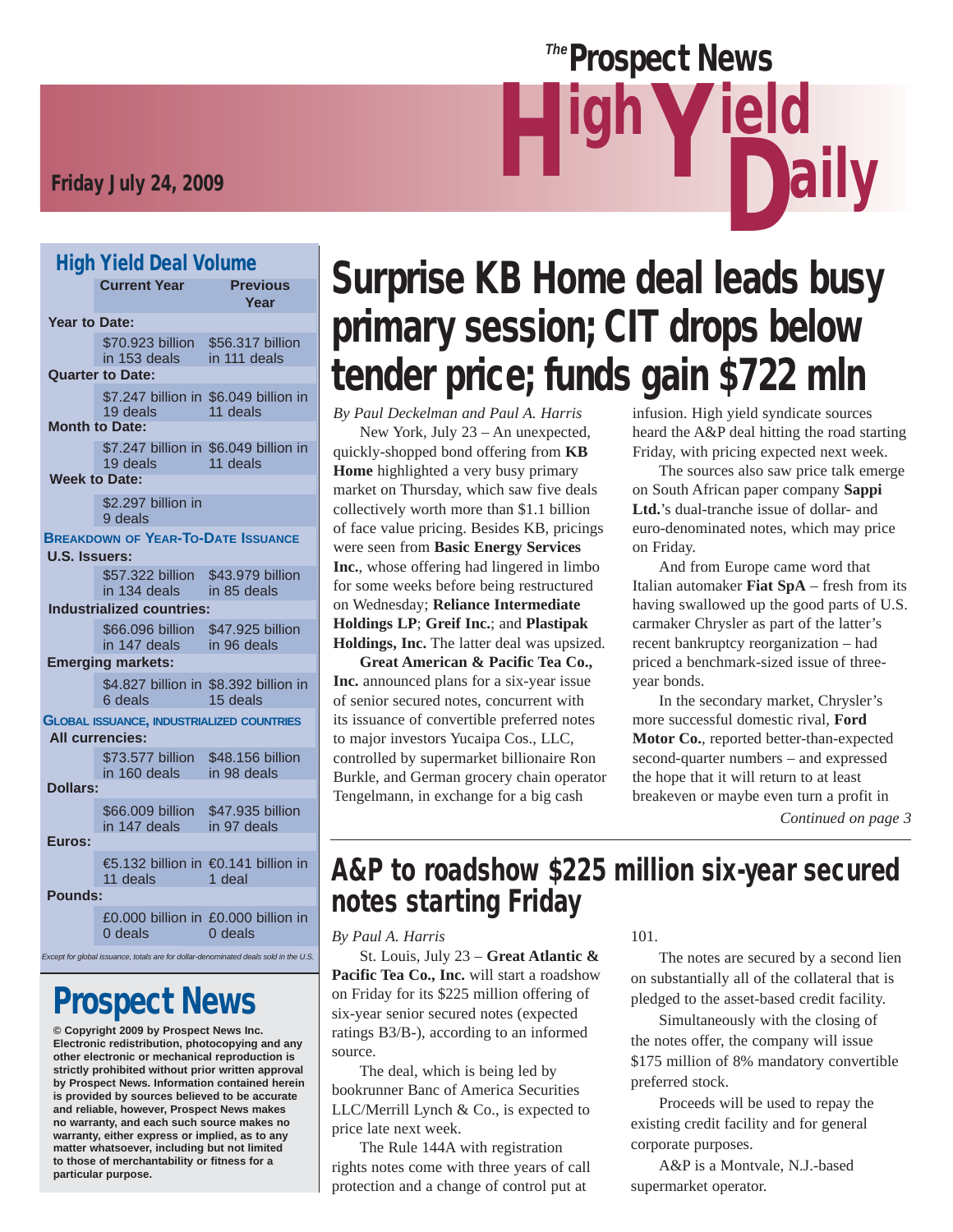# The Prospect News High Yield Daily

**Friday July 24, 2009**

## High Yield Deal Volume

| | Current Year | Previous Year |
|---|---|---|
| **Year to Date:** | | |
| | $70.923 billion in 153 deals | $56.317 billion in 111 deals |
| **Quarter to Date:** | | |
| | $7.247 billion in 19 deals | $6.049 billion in 11 deals |
| **Month to Date:** | | |
| | $7.247 billion in 19 deals | $6.049 billion in 11 deals |
| **Week to Date:** | | |
| | $2.297 billion in 9 deals | |
| **BREAKDOWN OF YEAR-TO-DATE ISSUANCE** | | |
| **U.S. Issuers:** | | |
| | $57.322 billion in 134 deals | $43.979 billion in 85 deals |
| **Industrialized countries:** | | |
| | $66.096 billion in 147 deals | $47.925 billion in 96 deals |
| **Emerging markets:** | | |
| | $4.827 billion in 6 deals | $8.392 billion in 15 deals |
| **GLOBAL ISSUANCE, INDUSTRIALIZED COUNTRIES** | | |
| **All currencies:** | | |
| | $73.577 billion in 160 deals | $48.156 billion in 98 deals |
| **Dollars:** | | |
| | $66.009 billion in 147 deals | $47.935 billion in 97 deals |
| **Euros:** | | |
| | €5.132 billion in 11 deals | €0.141 billion in 1 deal |
| **Pounds:** | | |
| | £0.000 billion in 0 deals | £0.000 billion in 0 deals |

*Except for global issuance, totals are for dollar-denominated deals sold in the U.S.*

## Prospect News

**© Copyright 2009 by Prospect News Inc. Electronic redistribution, photocopying and any other electronic or mechanical reproduction is strictly prohibited without prior written approval by Prospect News. Information contained herein is provided by sources believed to be accurate and reliable, however, Prospect News makes no warranty, and each such source makes no warranty, either express or implied, as to any matter whatsoever, including but not limited to those of merchantability or fitness for a particular purpose.**

# Surprise KB Home deal leads busy primary session; CIT drops below tender price; funds gain $722 mln

*By Paul Deckelman and Paul A. Harris*

New York, July 23 – An unexpected, quickly-shopped bond offering from **KB Home** highlighted a very busy primary market on Thursday, which saw five deals collectively worth more than $1.1 billion of face value pricing. Besides KB, pricings were seen from **Basic Energy Services Inc.**, whose offering had lingered in limbo for some weeks before being restructured on Wednesday; **Reliance Intermediate Holdings LP**; **Greif Inc.**; and **Plastipak Holdings, Inc.** The latter deal was upsized.

**Great American & Pacific Tea Co., Inc.** announced plans for a six-year issue of senior secured notes, concurrent with its issuance of convertible preferred notes to major investors Yucaipa Cos., LLC, controlled by supermarket billionaire Ron Burkle, and German grocery chain operator Tengelmann, in exchange for a big cash infusion. High yield syndicate sources heard the A&P deal hitting the road starting Friday, with pricing expected next week.

The sources also saw price talk emerge on South African paper company **Sappi Ltd.**'s dual-tranche issue of dollar- and euro-denominated notes, which may price on Friday.

And from Europe came word that Italian automaker **Fiat SpA** – fresh from its having swallowed up the good parts of U.S. carmaker Chrysler as part of the latter's recent bankruptcy reorganization – had priced a benchmark-sized issue of three-year bonds.

In the secondary market, Chrysler's more successful domestic rival, **Ford Motor Co.**, reported better-than-expected second-quarter numbers – and expressed the hope that it will return to at least breakeven or maybe even turn a profit in

*Continued on page 3*

## A&P to roadshow $225 million six-year secured notes starting Friday

*By Paul A. Harris*

St. Louis, July 23 – **Great Atlantic & Pacific Tea Co., Inc.** will start a roadshow on Friday for its $225 million offering of six-year senior secured notes (expected ratings B3/B-), according to an informed source.

The deal, which is being led by bookrunner Banc of America Securities LLC/Merrill Lynch & Co., is expected to price late next week.

The Rule 144A with registration rights notes come with three years of call protection and a change of control put at 101.

The notes are secured by a second lien on substantially all of the collateral that is pledged to the asset-based credit facility.

Simultaneously with the closing of the notes offer, the company will issue $175 million of 8% mandatory convertible preferred stock.

Proceeds will be used to repay the existing credit facility and for general corporate purposes.

A&P is a Montvale, N.J.-based supermarket operator.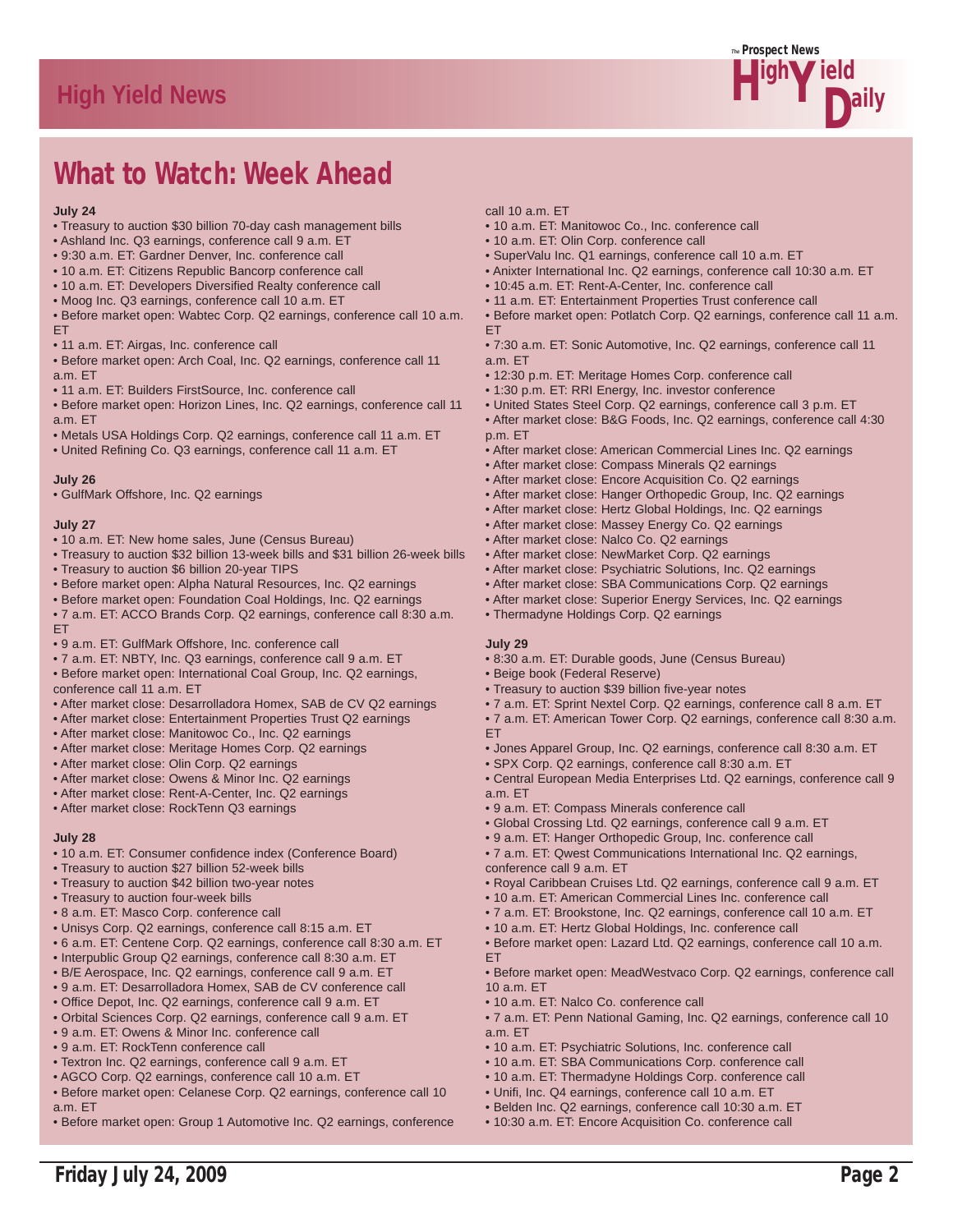## What to Watch: Week Ahead

**July 24**

- Treasury to auction $30 billion 70-day cash management bills
- Ashland Inc. Q3 earnings, conference call 9 a.m. ET
- 9:30 a.m. ET: Gardner Denver, Inc. conference call
- 10 a.m. ET: Citizens Republic Bancorp conference call
- 10 a.m. ET: Developers Diversified Realty conference call
- Moog Inc. Q3 earnings, conference call 10 a.m. ET
- Before market open: Wabtec Corp. Q2 earnings, conference call 10 a.m. ET
- 11 a.m. ET: Airgas, Inc. conference call
- Before market open: Arch Coal, Inc. Q2 earnings, conference call 11 a.m. ET
- 11 a.m. ET: Builders FirstSource, Inc. conference call
- Before market open: Horizon Lines, Inc. Q2 earnings, conference call 11 a.m. ET
- Metals USA Holdings Corp. Q2 earnings, conference call 11 a.m. ET
- United Refining Co. Q3 earnings, conference call 11 a.m. ET

**July 26**

- GulfMark Offshore, Inc. Q2 earnings

**July 27**

- 10 a.m. ET: New home sales, June (Census Bureau)
- Treasury to auction $32 billion 13-week bills and $31 billion 26-week bills
- Treasury to auction $6 billion 20-year TIPS
- Before market open: Alpha Natural Resources, Inc. Q2 earnings
- Before market open: Foundation Coal Holdings, Inc. Q2 earnings
- 7 a.m. ET: ACCO Brands Corp. Q2 earnings, conference call 8:30 a.m. ET
- 9 a.m. ET: GulfMark Offshore, Inc. conference call
- 7 a.m. ET: NBTY, Inc. Q3 earnings, conference call 9 a.m. ET
- Before market open: International Coal Group, Inc. Q2 earnings, conference call 11 a.m. ET
- After market close: Desarrolladora Homex, SAB de CV Q2 earnings
- After market close: Entertainment Properties Trust Q2 earnings
- After market close: Manitowoc Co., Inc. Q2 earnings
- After market close: Meritage Homes Corp. Q2 earnings
- After market close: Olin Corp. Q2 earnings
- After market close: Owens & Minor Inc. Q2 earnings
- After market close: Rent-A-Center, Inc. Q2 earnings
- After market close: RockTenn Q3 earnings

**July 28**

- 10 a.m. ET: Consumer confidence index (Conference Board)
- Treasury to auction $27 billion 52-week bills
- Treasury to auction $42 billion two-year notes
- Treasury to auction four-week bills
- 8 a.m. ET: Masco Corp. conference call
- Unisys Corp. Q2 earnings, conference call 8:15 a.m. ET
- 6 a.m. ET: Centene Corp. Q2 earnings, conference call 8:30 a.m. ET
- Interpublic Group Q2 earnings, conference call 8:30 a.m. ET
- B/E Aerospace, Inc. Q2 earnings, conference call 9 a.m. ET
- 9 a.m. ET: Desarrolladora Homex, SAB de CV conference call
- Office Depot, Inc. Q2 earnings, conference call 9 a.m. ET
- Orbital Sciences Corp. Q2 earnings, conference call 9 a.m. ET
- 9 a.m. ET: Owens & Minor Inc. conference call
- 9 a.m. ET: RockTenn conference call
- Textron Inc. Q2 earnings, conference call 9 a.m. ET
- AGCO Corp. Q2 earnings, conference call 10 a.m. ET
- Before market open: Celanese Corp. Q2 earnings, conference call 10 a.m. ET
- Before market open: Group 1 Automotive Inc. Q2 earnings, conference call 10 a.m. ET
- 10 a.m. ET: Manitowoc Co., Inc. conference call
- 10 a.m. ET: Olin Corp. conference call
- SuperValu Inc. Q1 earnings, conference call 10 a.m. ET
- Anixter International Inc. Q2 earnings, conference call 10:30 a.m. ET
- 10:45 a.m. ET: Rent-A-Center, Inc. conference call
- 11 a.m. ET: Entertainment Properties Trust conference call
- Before market open: Potlatch Corp. Q2 earnings, conference call 11 a.m. ET
- 7:30 a.m. ET: Sonic Automotive, Inc. Q2 earnings, conference call 11 a.m. ET
- 12:30 p.m. ET: Meritage Homes Corp. conference call
- 1:30 p.m. ET: RRI Energy, Inc. investor conference
- United States Steel Corp. Q2 earnings, conference call 3 p.m. ET
- After market close: B&G Foods, Inc. Q2 earnings, conference call 4:30 p.m. ET
- After market close: American Commercial Lines Inc. Q2 earnings
- After market close: Compass Minerals Q2 earnings
- After market close: Encore Acquisition Co. Q2 earnings
- After market close: Hanger Orthopedic Group, Inc. Q2 earnings
- After market close: Hertz Global Holdings, Inc. Q2 earnings
- After market close: Massey Energy Co. Q2 earnings
- After market close: Nalco Co. Q2 earnings
- After market close: NewMarket Corp. Q2 earnings
- After market close: Psychiatric Solutions, Inc. Q2 earnings
- After market close: SBA Communications Corp. Q2 earnings
- After market close: Superior Energy Services, Inc. Q2 earnings
- Thermadyne Holdings Corp. Q2 earnings

**July 29**

- 8:30 a.m. ET: Durable goods, June (Census Bureau)
- Beige book (Federal Reserve)
- Treasury to auction $39 billion five-year notes
- 7 a.m. ET: Sprint Nextel Corp. Q2 earnings, conference call 8 a.m. ET
- 7 a.m. ET: American Tower Corp. Q2 earnings, conference call 8:30 a.m. ET
- Jones Apparel Group, Inc. Q2 earnings, conference call 8:30 a.m. ET
- SPX Corp. Q2 earnings, conference call 8:30 a.m. ET
- Central European Media Enterprises Ltd. Q2 earnings, conference call 9 a.m. ET
- 9 a.m. ET: Compass Minerals conference call
- Global Crossing Ltd. Q2 earnings, conference call 9 a.m. ET
- 9 a.m. ET: Hanger Orthopedic Group, Inc. conference call
- 7 a.m. ET: Qwest Communications International Inc. Q2 earnings, conference call 9 a.m. ET
- Royal Caribbean Cruises Ltd. Q2 earnings, conference call 9 a.m. ET
- 10 a.m. ET: American Commercial Lines Inc. conference call
- 7 a.m. ET: Brookstone, Inc. Q2 earnings, conference call 10 a.m. ET
- 10 a.m. ET: Hertz Global Holdings, Inc. conference call
- Before market open: Lazard Ltd. Q2 earnings, conference call 10 a.m. ET
- Before market open: MeadWestvaco Corp. Q2 earnings, conference call 10 a.m. ET
- 10 a.m. ET: Nalco Co. conference call
- 7 a.m. ET: Penn National Gaming, Inc. Q2 earnings, conference call 10 a.m. ET
- 10 a.m. ET: Psychiatric Solutions, Inc. conference call
- 10 a.m. ET: SBA Communications Corp. conference call
- 10 a.m. ET: Thermadyne Holdings Corp. conference call
- Unifi, Inc. Q4 earnings, conference call 10 a.m. ET
- Belden Inc. Q2 earnings, conference call 10:30 a.m. ET
- 10:30 a.m. ET: Encore Acquisition Co. conference call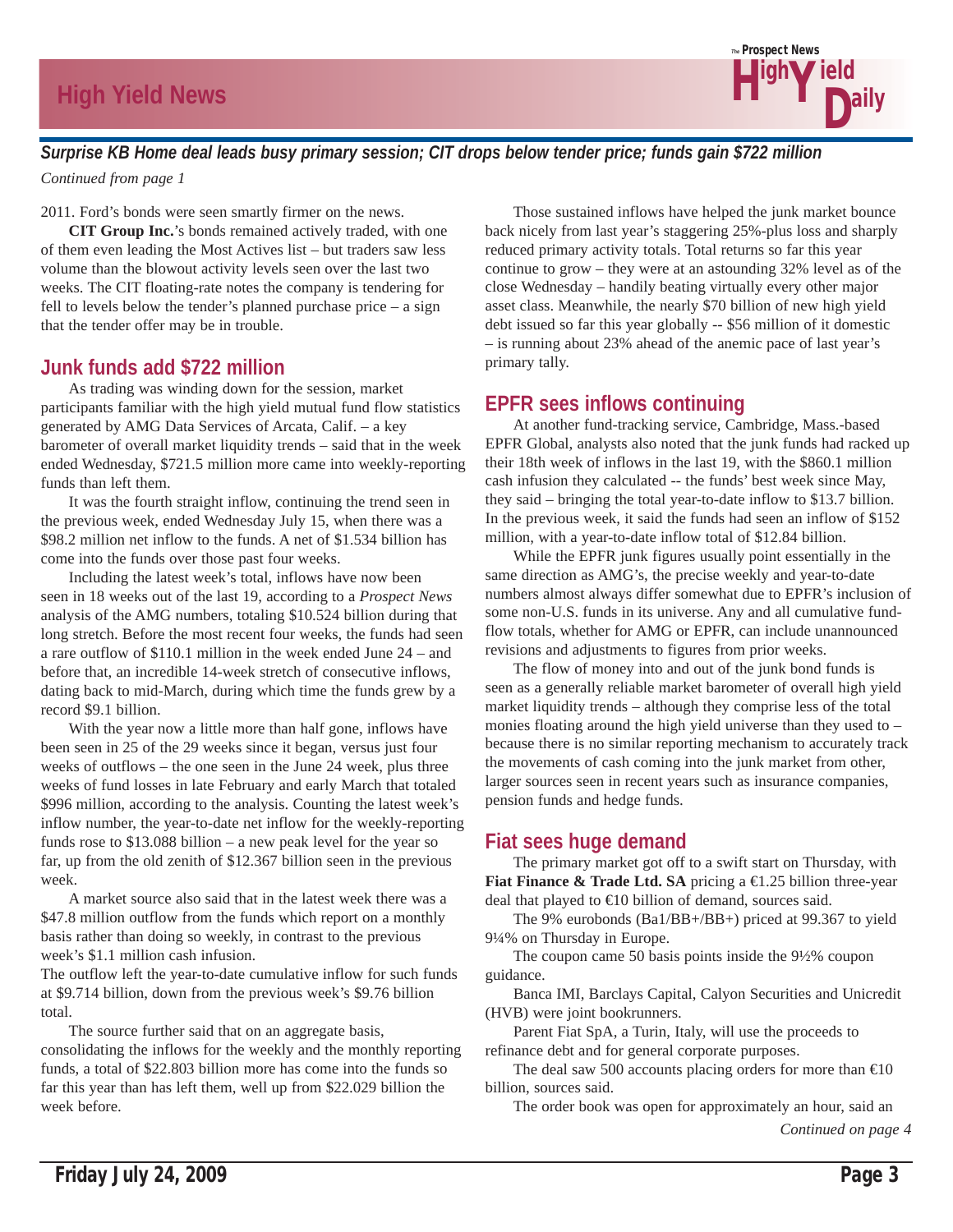*Surprise KB Home deal leads busy primary session; CIT drops below tender price; funds gain $722 million*

*Continued from page 1*

2011. Ford's bonds were seen smartly firmer on the news.

**CIT Group Inc.**'s bonds remained actively traded, with one of them even leading the Most Actives list – but traders saw less volume than the blowout activity levels seen over the last two weeks. The CIT floating-rate notes the company is tendering for fell to levels below the tender's planned purchase price – a sign that the tender offer may be in trouble.

## Junk funds add $722 million

As trading was winding down for the session, market participants familiar with the high yield mutual fund flow statistics generated by AMG Data Services of Arcata, Calif. – a key barometer of overall market liquidity trends – said that in the week ended Wednesday, $721.5 million more came into weekly-reporting funds than left them.

It was the fourth straight inflow, continuing the trend seen in the previous week, ended Wednesday July 15, when there was a $98.2 million net inflow to the funds. A net of $1.534 billion has come into the funds over those past four weeks.

Including the latest week's total, inflows have now been seen in 18 weeks out of the last 19, according to a *Prospect News* analysis of the AMG numbers, totaling $10.524 billion during that long stretch. Before the most recent four weeks, the funds had seen a rare outflow of $110.1 million in the week ended June 24 – and before that, an incredible 14-week stretch of consecutive inflows, dating back to mid-March, during which time the funds grew by a record $9.1 billion.

With the year now a little more than half gone, inflows have been seen in 25 of the 29 weeks since it began, versus just four weeks of outflows – the one seen in the June 24 week, plus three weeks of fund losses in late February and early March that totaled $996 million, according to the analysis. Counting the latest week's inflow number, the year-to-date net inflow for the weekly-reporting funds rose to $13.088 billion – a new peak level for the year so far, up from the old zenith of $12.367 billion seen in the previous week.

A market source also said that in the latest week there was a $47.8 million outflow from the funds which report on a monthly basis rather than doing so weekly, in contrast to the previous week's $1.1 million cash infusion.

The outflow left the year-to-date cumulative inflow for such funds at $9.714 billion, down from the previous week's $9.76 billion total.

The source further said that on an aggregate basis, consolidating the inflows for the weekly and the monthly reporting funds, a total of $22.803 billion more has come into the funds so far this year than has left them, well up from $22.029 billion the week before.

Those sustained inflows have helped the junk market bounce back nicely from last year's staggering 25%-plus loss and sharply reduced primary activity totals. Total returns so far this year continue to grow – they were at an astounding 32% level as of the close Wednesday – handily beating virtually every other major asset class. Meanwhile, the nearly $70 billion of new high yield debt issued so far this year globally -- $56 million of it domestic – is running about 23% ahead of the anemic pace of last year's primary tally.

## EPFR sees inflows continuing

At another fund-tracking service, Cambridge, Mass.-based EPFR Global, analysts also noted that the junk funds had racked up their 18th week of inflows in the last 19, with the $860.1 million cash infusion they calculated -- the funds' best week since May, they said – bringing the total year-to-date inflow to $13.7 billion. In the previous week, it said the funds had seen an inflow of $152 million, with a year-to-date inflow total of $12.84 billion.

While the EPFR junk figures usually point essentially in the same direction as AMG's, the precise weekly and year-to-date numbers almost always differ somewhat due to EPFR's inclusion of some non-U.S. funds in its universe. Any and all cumulative fund-flow totals, whether for AMG or EPFR, can include unannounced revisions and adjustments to figures from prior weeks.

The flow of money into and out of the junk bond funds is seen as a generally reliable market barometer of overall high yield market liquidity trends – although they comprise less of the total monies floating around the high yield universe than they used to – because there is no similar reporting mechanism to accurately track the movements of cash coming into the junk market from other, larger sources seen in recent years such as insurance companies, pension funds and hedge funds.

## Fiat sees huge demand

The primary market got off to a swift start on Thursday, with **Fiat Finance & Trade Ltd. SA** pricing a €1.25 billion three-year deal that played to €10 billion of demand, sources said.

The 9% eurobonds (Ba1/BB+/BB+) priced at 99.367 to yield 9¼% on Thursday in Europe.

The coupon came 50 basis points inside the 9½% coupon guidance.

Banca IMI, Barclays Capital, Calyon Securities and Unicredit (HVB) were joint bookrunners.

Parent Fiat SpA, a Turin, Italy, will use the proceeds to refinance debt and for general corporate purposes.

The deal saw 500 accounts placing orders for more than €10 billion, sources said.

The order book was open for approximately an hour, said an

*Continued on page 4*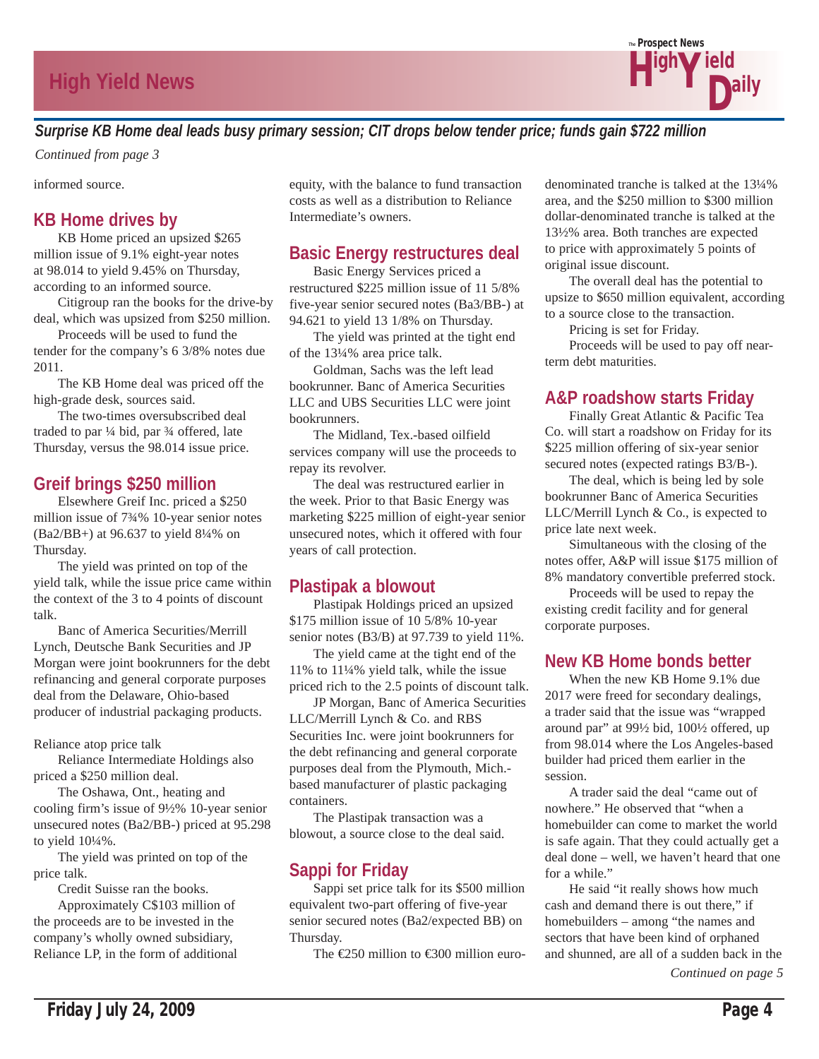*Surprise KB Home deal leads busy primary session; CIT drops below tender price; funds gain $722 million*

*Continued from page 3*

informed source.

## KB Home drives by

KB Home priced an upsized $265 million issue of 9.1% eight-year notes at 98.014 to yield 9.45% on Thursday, according to an informed source.

Citigroup ran the books for the drive-by deal, which was upsized from $250 million.

Proceeds will be used to fund the tender for the company's 6 3/8% notes due 2011.

The KB Home deal was priced off the high-grade desk, sources said.

The two-times oversubscribed deal traded to par ¼ bid, par ¾ offered, late Thursday, versus the 98.014 issue price.

## Greif brings $250 million

Elsewhere Greif Inc. priced a $250 million issue of 7¾% 10-year senior notes (Ba2/BB+) at 96.637 to yield 8¼% on Thursday.

The yield was printed on top of the yield talk, while the issue price came within the context of the 3 to 4 points of discount talk.

Banc of America Securities/Merrill Lynch, Deutsche Bank Securities and JP Morgan were joint bookrunners for the debt refinancing and general corporate purposes deal from the Delaware, Ohio-based producer of industrial packaging products.

Reliance atop price talk

Reliance Intermediate Holdings also priced a $250 million deal.

The Oshawa, Ont., heating and cooling firm's issue of 9½% 10-year senior unsecured notes (Ba2/BB-) priced at 95.298 to yield 10¼%.

The yield was printed on top of the price talk.

Credit Suisse ran the books.

Approximately C$103 million of the proceeds are to be invested in the company's wholly owned subsidiary, Reliance LP, in the form of additional equity, with the balance to fund transaction costs as well as a distribution to Reliance Intermediate's owners.

## Basic Energy restructures deal

Basic Energy Services priced a restructured $225 million issue of 11 5/8% five-year senior secured notes (Ba3/BB-) at 94.621 to yield 13 1/8% on Thursday.

The yield was printed at the tight end of the 13¼% area price talk.

Goldman, Sachs was the left lead bookrunner. Banc of America Securities LLC and UBS Securities LLC were joint bookrunners.

The Midland, Tex.-based oilfield services company will use the proceeds to repay its revolver.

The deal was restructured earlier in the week. Prior to that Basic Energy was marketing $225 million of eight-year senior unsecured notes, which it offered with four years of call protection.

## Plastipak a blowout

Plastipak Holdings priced an upsized $175 million issue of 10 5/8% 10-year senior notes (B3/B) at 97.739 to yield 11%.

The yield came at the tight end of the 11% to 11¼% yield talk, while the issue priced rich to the 2.5 points of discount talk.

JP Morgan, Banc of America Securities LLC/Merrill Lynch & Co. and RBS Securities Inc. were joint bookrunners for the debt refinancing and general corporate purposes deal from the Plymouth, Mich.-based manufacturer of plastic packaging containers.

The Plastipak transaction was a blowout, a source close to the deal said.

## Sappi for Friday

Sappi set price talk for its $500 million equivalent two-part offering of five-year senior secured notes (Ba2/expected BB) on Thursday.

The €250 million to €300 million euro-denominated tranche is talked at the 13¼% area, and the $250 million to $300 million dollar-denominated tranche is talked at the 13½% area. Both tranches are expected to price with approximately 5 points of original issue discount.

The overall deal has the potential to upsize to $650 million equivalent, according to a source close to the transaction.

Pricing is set for Friday.

Proceeds will be used to pay off near-term debt maturities.

## A&P roadshow starts Friday

Finally Great Atlantic & Pacific Tea Co. will start a roadshow on Friday for its $225 million offering of six-year senior secured notes (expected ratings B3/B-).

The deal, which is being led by sole bookrunner Banc of America Securities LLC/Merrill Lynch & Co., is expected to price late next week.

Simultaneous with the closing of the notes offer, A&P will issue $175 million of 8% mandatory convertible preferred stock.

Proceeds will be used to repay the existing credit facility and for general corporate purposes.

## New KB Home bonds better

When the new KB Home 9.1% due 2017 were freed for secondary dealings, a trader said that the issue was "wrapped around par" at 99½ bid, 100½ offered, up from 98.014 where the Los Angeles-based builder had priced them earlier in the session.

A trader said the deal "came out of nowhere." He observed that "when a homebuilder can come to market the world is safe again. That they could actually get a deal done – well, we haven't heard that one for a while."

He said "it really shows how much cash and demand there is out there," if homebuilders – among "the names and sectors that have been kind of orphaned and shunned, are all of a sudden back in the

*Continued on page 5*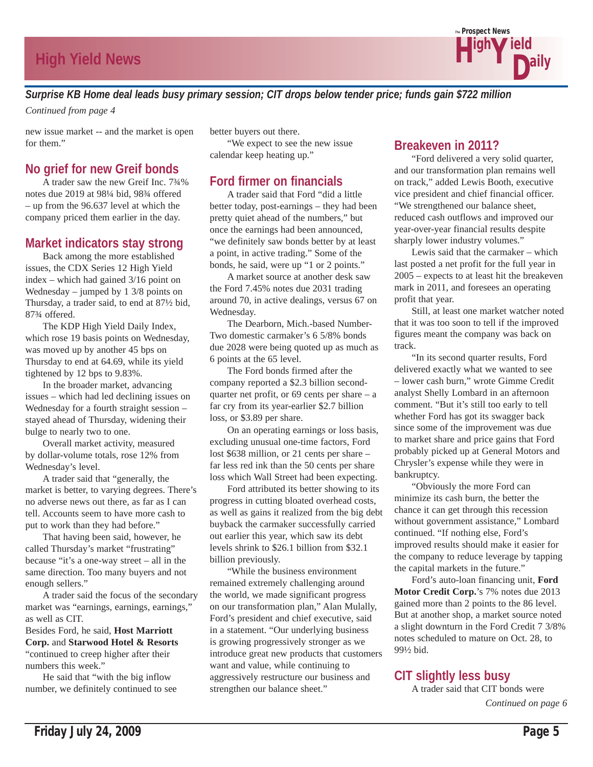*Surprise KB Home deal leads busy primary session; CIT drops below tender price; funds gain $722 million*

*Continued from page 4*

new issue market -- and the market is open for them."

## No grief for new Greif bonds

A trader saw the new Greif Inc. 7¾% notes due 2019 at 98¼ bid, 98¾ offered – up from the 96.637 level at which the company priced them earlier in the day.

## Market indicators stay strong

Back among the more established issues, the CDX Series 12 High Yield index – which had gained 3/16 point on Wednesday – jumped by 1 3/8 points on Thursday, a trader said, to end at 87½ bid, 87¾ offered.

The KDP High Yield Daily Index, which rose 19 basis points on Wednesday, was moved up by another 45 bps on Thursday to end at 64.69, while its yield tightened by 12 bps to 9.83%.

In the broader market, advancing issues – which had led declining issues on Wednesday for a fourth straight session – stayed ahead of Thursday, widening their bulge to nearly two to one.

Overall market activity, measured by dollar-volume totals, rose 12% from Wednesday's level.

A trader said that "generally, the market is better, to varying degrees. There's no adverse news out there, as far as I can tell. Accounts seem to have more cash to put to work than they had before."

That having been said, however, he called Thursday's market "frustrating" because "it's a one-way street – all in the same direction. Too many buyers and not enough sellers."

A trader said the focus of the secondary market was "earnings, earnings, earnings," as well as CIT.

Besides Ford, he said, **Host Marriott Corp.** and **Starwood Hotel & Resorts** "continued to creep higher after their numbers this week."

He said that "with the big inflow number, we definitely continued to see better buyers out there.

"We expect to see the new issue calendar keep heating up."

## Ford firmer on financials

A trader said that Ford "did a little better today, post-earnings – they had been pretty quiet ahead of the numbers," but once the earnings had been announced, "we definitely saw bonds better by at least a point, in active trading." Some of the bonds, he said, were up "1 or 2 points."

A market source at another desk saw the Ford 7.45% notes due 2031 trading around 70, in active dealings, versus 67 on Wednesday.

The Dearborn, Mich.-based Number-Two domestic carmaker's 6 5/8% bonds due 2028 were being quoted up as much as 6 points at the 65 level.

The Ford bonds firmed after the company reported a $2.3 billion second-quarter net profit, or 69 cents per share – a far cry from its year-earlier $2.7 billion loss, or $3.89 per share.

On an operating earnings or loss basis, excluding unusual one-time factors, Ford lost $638 million, or 21 cents per share – far less red ink than the 50 cents per share loss which Wall Street had been expecting.

Ford attributed its better showing to its progress in cutting bloated overhead costs, as well as gains it realized from the big debt buyback the carmaker successfully carried out earlier this year, which saw its debt levels shrink to $26.1 billion from $32.1 billion previously.

"While the business environment remained extremely challenging around the world, we made significant progress on our transformation plan," Alan Mulally, Ford's president and chief executive, said in a statement. "Our underlying business is growing progressively stronger as we introduce great new products that customers want and value, while continuing to aggressively restructure our business and strengthen our balance sheet."

## Breakeven in 2011?

"Ford delivered a very solid quarter, and our transformation plan remains well on track," added Lewis Booth, executive vice president and chief financial officer. "We strengthened our balance sheet, reduced cash outflows and improved our year-over-year financial results despite sharply lower industry volumes."

Lewis said that the carmaker – which last posted a net profit for the full year in 2005 – expects to at least hit the breakeven mark in 2011, and foresees an operating profit that year.

Still, at least one market watcher noted that it was too soon to tell if the improved figures meant the company was back on track.

"In its second quarter results, Ford delivered exactly what we wanted to see – lower cash burn," wrote Gimme Credit analyst Shelly Lombard in an afternoon comment. "But it's still too early to tell whether Ford has got its swagger back since some of the improvement was due to market share and price gains that Ford probably picked up at General Motors and Chrysler's expense while they were in bankruptcy.

"Obviously the more Ford can minimize its cash burn, the better the chance it can get through this recession without government assistance," Lombard continued. "If nothing else, Ford's improved results should make it easier for the company to reduce leverage by tapping the capital markets in the future."

Ford's auto-loan financing unit, **Ford Motor Credit Corp.**'s 7% notes due 2013 gained more than 2 points to the 86 level. But at another shop, a market source noted a slight downturn in the Ford Credit 7 3/8% notes scheduled to mature on Oct. 28, to 99½ bid.

## CIT slightly less busy

A trader said that CIT bonds were

*Continued on page 6*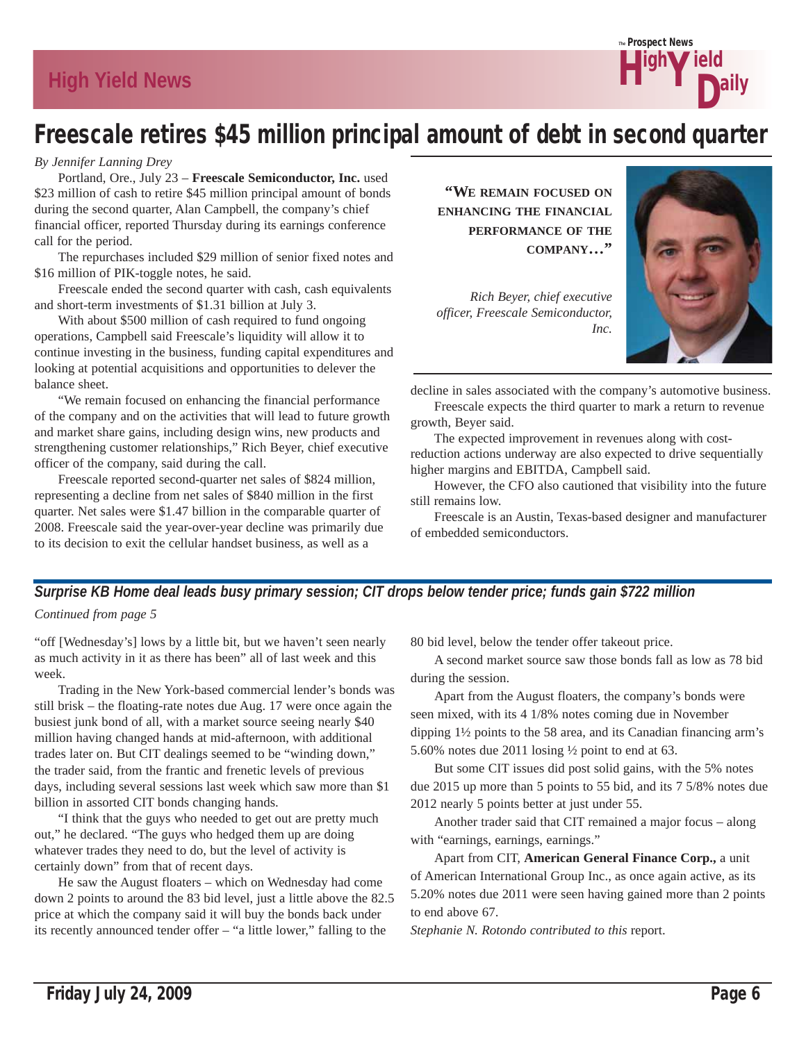# Freescale retires $45 million principal amount of debt in second quarter

*By Jennifer Lanning Drey*

Portland, Ore., July 23 – **Freescale Semiconductor, Inc.** used $23 million of cash to retire $45 million principal amount of bonds during the second quarter, Alan Campbell, the company's chief financial officer, reported Thursday during its earnings conference call for the period.

The repurchases included $29 million of senior fixed notes and $16 million of PIK-toggle notes, he said.

Freescale ended the second quarter with cash, cash equivalents and short-term investments of $1.31 billion at July 3.

With about $500 million of cash required to fund ongoing operations, Campbell said Freescale's liquidity will allow it to continue investing in the business, funding capital expenditures and looking at potential acquisitions and opportunities to delever the balance sheet.

"We remain focused on enhancing the financial performance of the company and on the activities that will lead to future growth and market share gains, including design wins, new products and strengthening customer relationships," Rich Beyer, chief executive officer of the company, said during the call.

Freescale reported second-quarter net sales of $824 million, representing a decline from net sales of $840 million in the first quarter. Net sales were $1.47 billion in the comparable quarter of 2008. Freescale said the year-over-year decline was primarily due to its decision to exit the cellular handset business, as well as a decline in sales associated with the company's automotive business.

> **"WE REMAIN FOCUSED ON ENHANCING THE FINANCIAL PERFORMANCE OF THE COMPANY…"**
>
> *Rich Beyer, chief executive officer, Freescale Semiconductor, Inc.*

Freescale expects the third quarter to mark a return to revenue growth, Beyer said.

The expected improvement in revenues along with cost-reduction actions underway are also expected to drive sequentially higher margins and EBITDA, Campbell said.

However, the CFO also cautioned that visibility into the future still remains low.

Freescale is an Austin, Texas-based designer and manufacturer of embedded semiconductors.

## *Surprise KB Home deal leads busy primary session; CIT drops below tender price; funds gain $722 million*

*Continued from page 5*

"off [Wednesday's] lows by a little bit, but we haven't seen nearly as much activity in it as there has been" all of last week and this week.

Trading in the New York-based commercial lender's bonds was still brisk – the floating-rate notes due Aug. 17 were once again the busiest junk bond of all, with a market source seeing nearly $40 million having changed hands at mid-afternoon, with additional trades later on. But CIT dealings seemed to be "winding down," the trader said, from the frantic and frenetic levels of previous days, including several sessions last week which saw more than $1 billion in assorted CIT bonds changing hands.

"I think that the guys who needed to get out are pretty much out," he declared. "The guys who hedged them up are doing whatever trades they need to do, but the level of activity is certainly down" from that of recent days.

He saw the August floaters – which on Wednesday had come down 2 points to around the 83 bid level, just a little above the 82.5 price at which the company said it will buy the bonds back under its recently announced tender offer – "a little lower," falling to the 80 bid level, below the tender offer takeout price.

A second market source saw those bonds fall as low as 78 bid during the session.

Apart from the August floaters, the company's bonds were seen mixed, with its 4 1/8% notes coming due in November dipping 1½ points to the 58 area, and its Canadian financing arm's 5.60% notes due 2011 losing ½ point to end at 63.

But some CIT issues did post solid gains, with the 5% notes due 2015 up more than 5 points to 55 bid, and its 7 5/8% notes due 2012 nearly 5 points better at just under 55.

Another trader said that CIT remained a major focus – along with "earnings, earnings, earnings."

Apart from CIT, **American General Finance Corp.,** a unit of American International Group Inc., as once again active, as its 5.20% notes due 2011 were seen having gained more than 2 points to end above 67.

*Stephanie N. Rotondo contributed to this* report.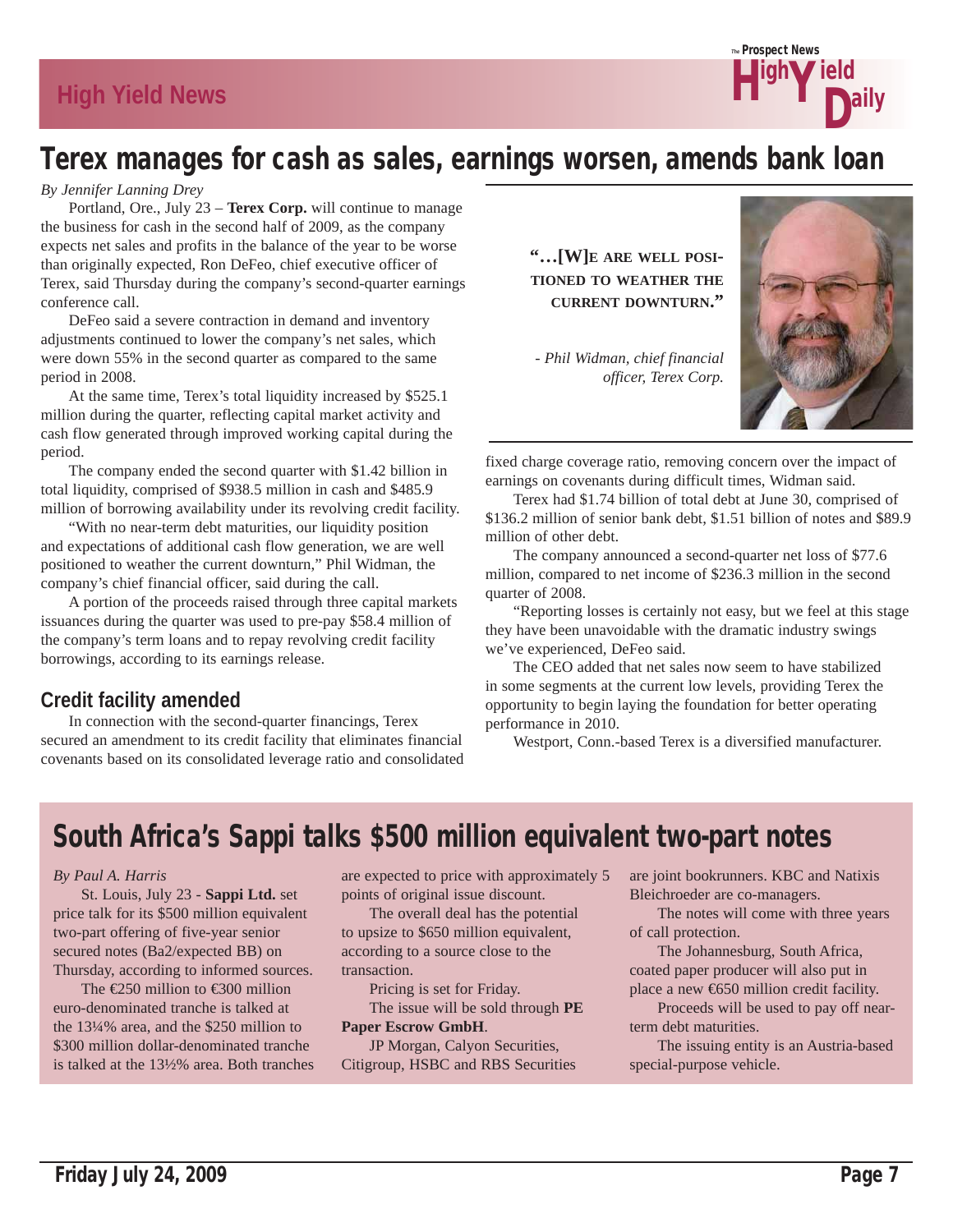# Terex manages for cash as sales, earnings worsen, amends bank loan

*By Jennifer Lanning Drey*

Portland, Ore., July 23 – **Terex Corp.** will continue to manage the business for cash in the second half of 2009, as the company expects net sales and profits in the balance of the year to be worse than originally expected, Ron DeFeo, chief executive officer of Terex, said Thursday during the company's second-quarter earnings conference call.

DeFeo said a severe contraction in demand and inventory adjustments continued to lower the company's net sales, which were down 55% in the second quarter as compared to the same period in 2008.

At the same time, Terex's total liquidity increased by $525.1 million during the quarter, reflecting capital market activity and cash flow generated through improved working capital during the period.

The company ended the second quarter with $1.42 billion in total liquidity, comprised of $938.5 million in cash and $485.9 million of borrowing availability under its revolving credit facility.

"With no near-term debt maturities, our liquidity position and expectations of additional cash flow generation, we are well positioned to weather the current downturn," Phil Widman, the company's chief financial officer, said during the call.

A portion of the proceeds raised through three capital markets issuances during the quarter was used to pre-pay $58.4 million of the company's term loans and to repay revolving credit facility borrowings, according to its earnings release.

> **"…[W]E ARE WELL POSITIONED TO WEATHER THE CURRENT DOWNTURN."**
>
> *- Phil Widman, chief financial officer, Terex Corp.*

## Credit facility amended

In connection with the second-quarter financings, Terex secured an amendment to its credit facility that eliminates financial covenants based on its consolidated leverage ratio and consolidated fixed charge coverage ratio, removing concern over the impact of earnings on covenants during difficult times, Widman said.

Terex had $1.74 billion of total debt at June 30, comprised of $136.2 million of senior bank debt, $1.51 billion of notes and $89.9 million of other debt.

The company announced a second-quarter net loss of $77.6 million, compared to net income of $236.3 million in the second quarter of 2008.

"Reporting losses is certainly not easy, but we feel at this stage they have been unavoidable with the dramatic industry swings we've experienced, DeFeo said.

The CEO added that net sales now seem to have stabilized in some segments at the current low levels, providing Terex the opportunity to begin laying the foundation for better operating performance in 2010.

Westport, Conn.-based Terex is a diversified manufacturer.

# South Africa's Sappi talks $500 million equivalent two-part notes

*By Paul A. Harris*

St. Louis, July 23 - **Sappi Ltd.** set price talk for its $500 million equivalent two-part offering of five-year senior secured notes (Ba2/expected BB) on Thursday, according to informed sources.

The €250 million to €300 million euro-denominated tranche is talked at the 13¼% area, and the $250 million to $300 million dollar-denominated tranche is talked at the 13½% area. Both tranches are expected to price with approximately 5 points of original issue discount.

The overall deal has the potential to upsize to $650 million equivalent, according to a source close to the transaction.

Pricing is set for Friday.

The issue will be sold through **PE Paper Escrow GmbH**.

JP Morgan, Calyon Securities, Citigroup, HSBC and RBS Securities are joint bookrunners. KBC and Natixis Bleichroeder are co-managers.

The notes will come with three years of call protection.

The Johannesburg, South Africa, coated paper producer will also put in place a new €650 million credit facility.

Proceeds will be used to pay off near-term debt maturities.

The issuing entity is an Austria-based special-purpose vehicle.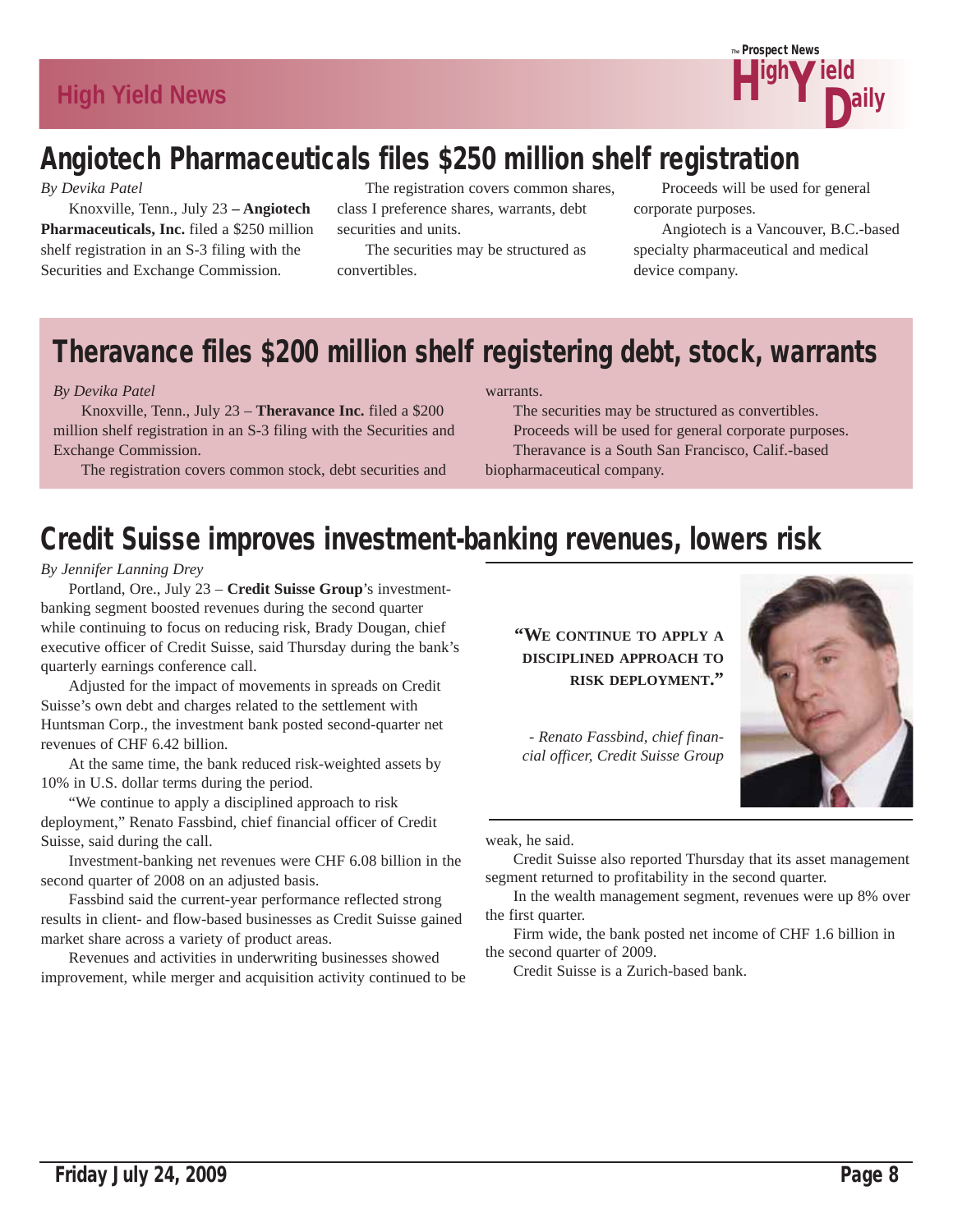## Angiotech Pharmaceuticals files $250 million shelf registration

*By Devika Patel*

Knoxville, Tenn., July 23 – **Angiotech Pharmaceuticals, Inc.** filed a $250 million shelf registration in an S-3 filing with the Securities and Exchange Commission.

The registration covers common shares, class I preference shares, warrants, debt securities and units.

The securities may be structured as convertibles.

Proceeds will be used for general corporate purposes.

Angiotech is a Vancouver, B.C.-based specialty pharmaceutical and medical device company.

## Theravance files $200 million shelf registering debt, stock, warrants

*By Devika Patel*

Knoxville, Tenn., July 23 – **Theravance Inc.** filed a $200 million shelf registration in an S-3 filing with the Securities and Exchange Commission.

The registration covers common stock, debt securities and warrants.

The securities may be structured as convertibles.

Proceeds will be used for general corporate purposes.

Theravance is a South San Francisco, Calif.-based biopharmaceutical company.

## Credit Suisse improves investment-banking revenues, lowers risk

*By Jennifer Lanning Drey*

Portland, Ore., July 23 – **Credit Suisse Group**'s investment-banking segment boosted revenues during the second quarter while continuing to focus on reducing risk, Brady Dougan, chief executive officer of Credit Suisse, said Thursday during the bank's quarterly earnings conference call.

Adjusted for the impact of movements in spreads on Credit Suisse's own debt and charges related to the settlement with Huntsman Corp., the investment bank posted second-quarter net revenues of CHF 6.42 billion.

At the same time, the bank reduced risk-weighted assets by 10% in U.S. dollar terms during the period.

"We continue to apply a disciplined approach to risk deployment," Renato Fassbind, chief financial officer of Credit Suisse, said during the call.

Investment-banking net revenues were CHF 6.08 billion in the second quarter of 2008 on an adjusted basis.

Fassbind said the current-year performance reflected strong results in client- and flow-based businesses as Credit Suisse gained market share across a variety of product areas.

Revenues and activities in underwriting businesses showed improvement, while merger and acquisition activity continued to be weak, he said.

> **"We continue to apply a disciplined approach to risk deployment."**
>
> *- Renato Fassbind, chief financial officer, Credit Suisse Group*

Credit Suisse also reported Thursday that its asset management segment returned to profitability in the second quarter.

In the wealth management segment, revenues were up 8% over the first quarter.

Firm wide, the bank posted net income of CHF 1.6 billion in the second quarter of 2009.

Credit Suisse is a Zurich-based bank.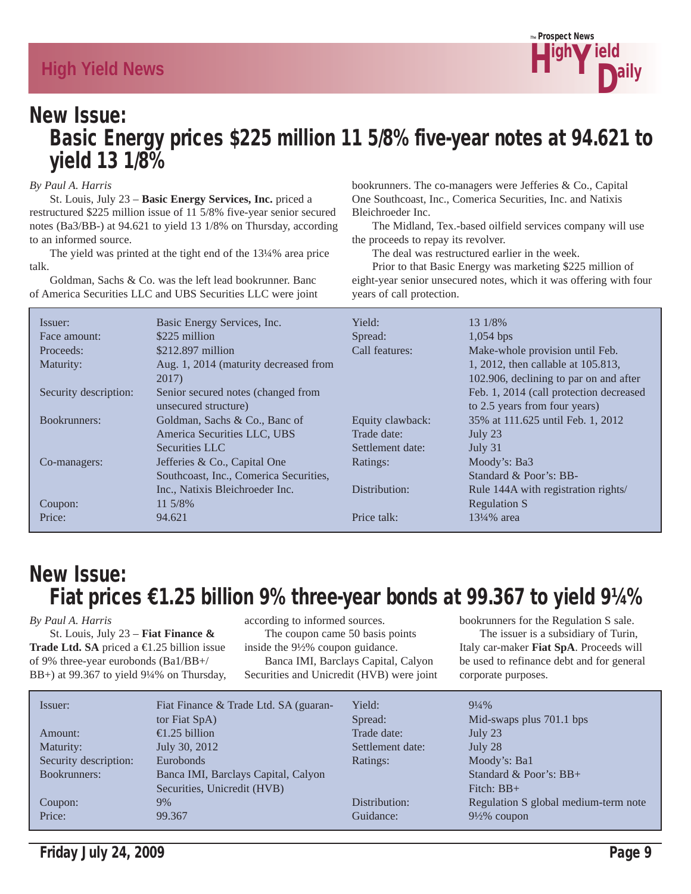## New Issue:

# Basic Energy prices $225 million 11 5/8% five-year notes at 94.621 to yield 13 1/8%

*By Paul A. Harris*

St. Louis, July 23 – **Basic Energy Services, Inc.** priced a restructured $225 million issue of 11 5/8% five-year senior secured notes (Ba3/BB-) at 94.621 to yield 13 1/8% on Thursday, according to an informed source.

The yield was printed at the tight end of the 13¼% area price talk.

Goldman, Sachs & Co. was the left lead bookrunner. Banc of America Securities LLC and UBS Securities LLC were joint bookrunners. The co-managers were Jefferies & Co., Capital One Southcoast, Inc., Comerica Securities, Inc. and Natixis Bleichroeder Inc.

The Midland, Tex.-based oilfield services company will use the proceeds to repay its revolver.

The deal was restructured earlier in the week.

Prior to that Basic Energy was marketing $225 million of eight-year senior unsecured notes, which it was offering with four years of call protection.

| | | | |
|---|---|---|---|
| Issuer: | Basic Energy Services, Inc. | Yield: | 13 1/8% |
| Face amount: | $225 million | Spread: | 1,054 bps |
| Proceeds: | $212.897 million | Call features: | Make-whole provision until Feb. 1, 2012, then callable at 105.813, 102.906, declining to par on and after Feb. 1, 2014 (call protection decreased to 2.5 years from four years) |
| Maturity: | Aug. 1, 2014 (maturity decreased from 2017) | | |
| Security description: | Senior secured notes (changed from unsecured structure) | | |
| Bookrunners: | Goldman, Sachs & Co., Banc of America Securities LLC, UBS Securities LLC | Equity clawback: | 35% at 111.625 until Feb. 1, 2012 |
| | | Trade date: | July 23 |
| | | Settlement date: | July 31 |
| Co-managers: | Jefferies & Co., Capital One Southcoast, Inc., Comerica Securities, Inc., Natixis Bleichroeder Inc. | Ratings: | Moody's: Ba3<br>Standard & Poor's: BB- |
| | | Distribution: | Rule 144A with registration rights/ Regulation S |
| Coupon: | 11 5/8% | | |
| Price: | 94.621 | Price talk: | 13¼% area |

## New Issue:

# Fiat prices €1.25 billion 9% three-year bonds at 99.367 to yield 9¼%

*By Paul A. Harris*

St. Louis, July 23 – **Fiat Finance & Trade Ltd. SA** priced a €1.25 billion issue of 9% three-year eurobonds (Ba1/BB+/BB+) at 99.367 to yield 9¼% on Thursday, according to informed sources.

The coupon came 50 basis points inside the 9½% coupon guidance.

Banca IMI, Barclays Capital, Calyon Securities and Unicredit (HVB) were joint bookrunners for the Regulation S sale.

The issuer is a subsidiary of Turin, Italy car-maker **Fiat SpA**. Proceeds will be used to refinance debt and for general corporate purposes.

| | | | |
|---|---|---|---|
| Issuer: | Fiat Finance & Trade Ltd. SA (guarantor Fiat SpA) | Yield: | 9¼% |
| | | Spread: | Mid-swaps plus 701.1 bps |
| Amount: | €1.25 billion | Trade date: | July 23 |
| Maturity: | July 30, 2012 | Settlement date: | July 28 |
| Security description: | Eurobonds | Ratings: | Moody's: Ba1<br>Standard & Poor's: BB+<br>Fitch: BB+ |
| Bookrunners: | Banca IMI, Barclays Capital, Calyon Securities, Unicredit (HVB) | | |
| Coupon: | 9% | Distribution: | Regulation S global medium-term note |
| Price: | 99.367 | Guidance: | 9½% coupon |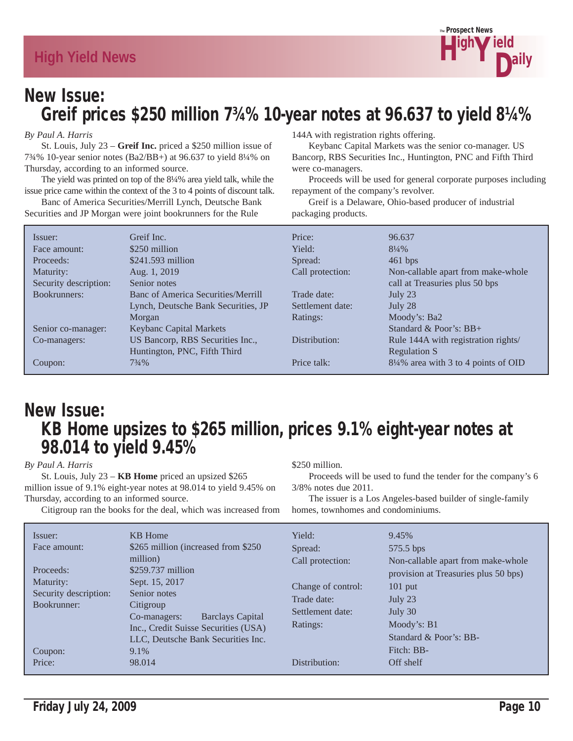## New Issue:
## Greif prices $250 million 7¾% 10-year notes at 96.637 to yield 8¼%

*By Paul A. Harris*

St. Louis, July 23 – **Greif Inc.** priced a $250 million issue of 7¾% 10-year senior notes (Ba2/BB+) at 96.637 to yield 8¼% on Thursday, according to an informed source.

The yield was printed on top of the 8¼% area yield talk, while the issue price came within the context of the 3 to 4 points of discount talk.

Banc of America Securities/Merrill Lynch, Deutsche Bank Securities and JP Morgan were joint bookrunners for the Rule 144A with registration rights offering.

Keybanc Capital Markets was the senior co-manager. US Bancorp, RBS Securities Inc., Huntington, PNC and Fifth Third were co-managers.

Proceeds will be used for general corporate purposes including repayment of the company's revolver.

Greif is a Delaware, Ohio-based producer of industrial packaging products.

| | | | |
|---|---|---|---|
| Issuer: | Greif Inc. | Price: | 96.637 |
| Face amount: | $250 million | Yield: | 8¼% |
| Proceeds: | $241.593 million | Spread: | 461 bps |
| Maturity: | Aug. 1, 2019 | Call protection: | Non-callable apart from make-whole call at Treasuries plus 50 bps |
| Security description: | Senior notes | | |
| Bookrunners: | Banc of America Securities/Merrill Lynch, Deutsche Bank Securities, JP Morgan | Trade date: | July 23 |
| | | Settlement date: | July 28 |
| | | Ratings: | Moody's: Ba2 |
| Senior co-manager: | Keybanc Capital Markets | | Standard & Poor's: BB+ |
| Co-managers: | US Bancorp, RBS Securities Inc., Huntington, PNC, Fifth Third | Distribution: | Rule 144A with registration rights/ Regulation S |
| Coupon: | 7¾% | Price talk: | 8¼% area with 3 to 4 points of OID |

## New Issue:
## KB Home upsizes to $265 million, prices 9.1% eight-year notes at 98.014 to yield 9.45%

*By Paul A. Harris*

St. Louis, July 23 – **KB Home** priced an upsized $265 million issue of 9.1% eight-year notes at 98.014 to yield 9.45% on Thursday, according to an informed source.

Citigroup ran the books for the deal, which was increased from $250 million.

Proceeds will be used to fund the tender for the company's 6 3/8% notes due 2011.

The issuer is a Los Angeles-based builder of single-family homes, townhomes and condominiums.

| | | | |
|---|---|---|---|
| Issuer: | KB Home | Yield: | 9.45% |
| Face amount: | $265 million (increased from $250 million) | Spread: | 575.5 bps |
| Proceeds: | $259.737 million | Call protection: | Non-callable apart from make-whole provision at Treasuries plus 50 bps) |
| Maturity: | Sept. 15, 2017 | Change of control: | 101 put |
| Security description: | Senior notes | Trade date: | July 23 |
| Bookrunner: | Citigroup | Settlement date: | July 30 |
| | Co-managers: Barclays Capital Inc., Credit Suisse Securities (USA) LLC, Deutsche Bank Securities Inc. | Ratings: | Moody's: B1 |
| | | | Standard & Poor's: BB- |
| Coupon: | 9.1% | | Fitch: BB- |
| Price: | 98.014 | Distribution: | Off shelf |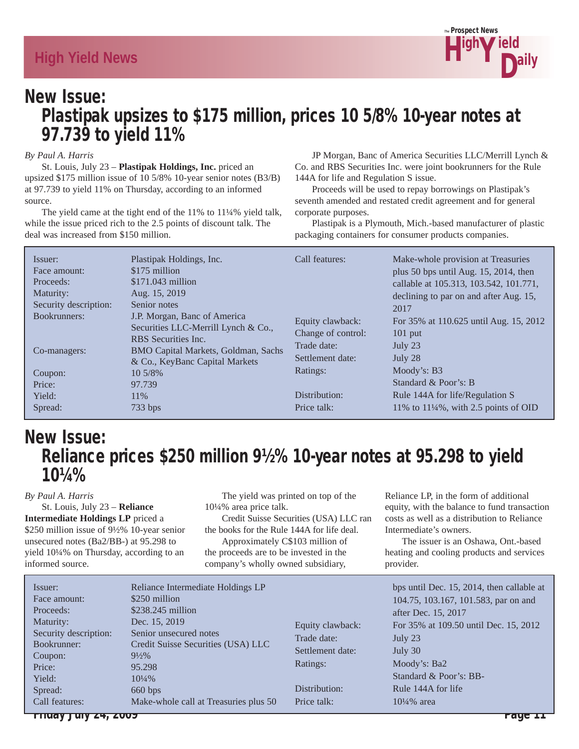## New Issue:

# Plastipak upsizes to $175 million, prices 10 5/8% 10-year notes at 97.739 to yield 11%

*By Paul A. Harris*

St. Louis, July 23 – **Plastipak Holdings, Inc.** priced an upsized $175 million issue of 10 5/8% 10-year senior notes (B3/B) at 97.739 to yield 11% on Thursday, according to an informed source.

The yield came at the tight end of the 11% to 11¼% yield talk, while the issue priced rich to the 2.5 points of discount talk. The deal was increased from $150 million.

JP Morgan, Banc of America Securities LLC/Merrill Lynch & Co. and RBS Securities Inc. were joint bookrunners for the Rule 144A for life and Regulation S issue.

Proceeds will be used to repay borrowings on Plastipak's seventh amended and restated credit agreement and for general corporate purposes.

Plastipak is a Plymouth, Mich.-based manufacturer of plastic packaging containers for consumer products companies.

| | |
|---|---|
| Issuer: | Plastipak Holdings, Inc. |
| Face amount: | $175 million |
| Proceeds: | $171.043 million |
| Maturity: | Aug. 15, 2019 |
| Security description: | Senior notes |
| Bookrunners: | J.P. Morgan, Banc of America Securities LLC-Merrill Lynch & Co., RBS Securities Inc. |
| Co-managers: | BMO Capital Markets, Goldman, Sachs & Co., KeyBanc Capital Markets |
| Coupon: | 10 5/8% |
| Price: | 97.739 |
| Yield: | 11% |
| Spread: | 733 bps |
| Call features: | Make-whole provision at Treasuries plus 50 bps until Aug. 15, 2014, then callable at 105.313, 103.542, 101.771, declining to par on and after Aug. 15, 2017 |
| Equity clawback: | For 35% at 110.625 until Aug. 15, 2012 |
| Change of control: | 101 put |
| Trade date: | July 23 |
| Settlement date: | July 28 |
| Ratings: | Moody's: B3<br>Standard & Poor's: B |
| Distribution: | Rule 144A for life/Regulation S |
| Price talk: | 11% to 11¼%, with 2.5 points of OID |

## New Issue:

# Reliance prices $250 million 9½% 10-year notes at 95.298 to yield 10¼%

*By Paul A. Harris*

St. Louis, July 23 – **Reliance Intermediate Holdings LP** priced a $250 million issue of 9½% 10-year senior unsecured notes (Ba2/BB-) at 95.298 to yield 10¼% on Thursday, according to an informed source.

The yield was printed on top of the 10¼% area price talk.

Credit Suisse Securities (USA) LLC ran the books for the Rule 144A for life deal.

Approximately C$103 million of the proceeds are to be invested in the company's wholly owned subsidiary, Reliance LP, in the form of additional equity, with the balance to fund transaction costs as well as a distribution to Reliance Intermediate's owners.

The issuer is an Oshawa, Ont.-based heating and cooling products and services provider.

| | |
|---|---|
| Issuer: | Reliance Intermediate Holdings LP |
| Face amount: | $250 million |
| Proceeds: | $238.245 million |
| Maturity: | Dec. 15, 2019 |
| Security description: | Senior unsecured notes |
| Bookrunner: | Credit Suisse Securities (USA) LLC |
| Coupon: | 9½% |
| Price: | 95.298 |
| Yield: | 10¼% |
| Spread: | 660 bps |
| Call features: | Make-whole call at Treasuries plus 50 bps until Dec. 15, 2014, then callable at 104.75, 103.167, 101.583, par on and after Dec. 15, 2017 |
| Equity clawback: | For 35% at 109.50 until Dec. 15, 2012 |
| Trade date: | July 23 |
| Settlement date: | July 30 |
| Ratings: | Moody's: Ba2<br>Standard & Poor's: BB- |
| Distribution: | Rule 144A for life |
| Price talk: | 10¼% area |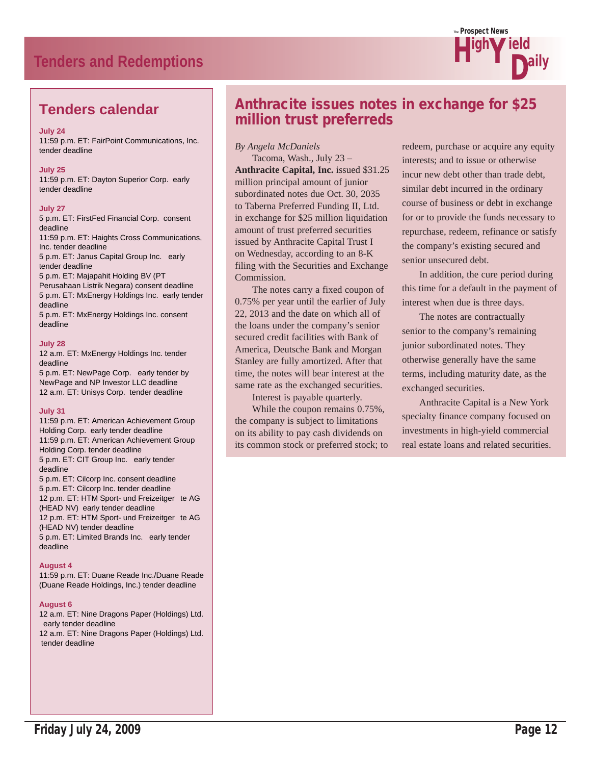# Tenders and Redemptions

## Tenders calendar

**July 24**

11:59 p.m. ET: FairPoint Communications, Inc. tender deadline

**July 25**

11:59 p.m. ET: Dayton Superior Corp. early tender deadline

**July 27**

5 p.m. ET: FirstFed Financial Corp. consent deadline

11:59 p.m. ET: Haights Cross Communications, Inc. tender deadline

5 p.m. ET: Janus Capital Group Inc. early tender deadline

5 p.m. ET: Majapahit Holding BV (PT Perusahaan Listrik Negara) consent deadline

5 p.m. ET: MxEnergy Holdings Inc. early tender deadline

5 p.m. ET: MxEnergy Holdings Inc. consent deadline

**July 28**

12 a.m. ET: MxEnergy Holdings Inc. tender deadline

5 p.m. ET: NewPage Corp. early tender by NewPage and NP Investor LLC deadline

12 a.m. ET: Unisys Corp. tender deadline

**July 31**

11:59 p.m. ET: American Achievement Group Holding Corp. early tender deadline

11:59 p.m. ET: American Achievement Group Holding Corp. tender deadline

5 p.m. ET: CIT Group Inc. early tender deadline

5 p.m. ET: Cilcorp Inc. consent deadline

5 p.m. ET: Cilcorp Inc. tender deadline

12 p.m. ET: HTM Sport- und Freizeitger te AG (HEAD NV) early tender deadline

12 p.m. ET: HTM Sport- und Freizeitger te AG (HEAD NV) tender deadline

5 p.m. ET: Limited Brands Inc. early tender deadline

**August 4**

11:59 p.m. ET: Duane Reade Inc./Duane Reade (Duane Reade Holdings, Inc.) tender deadline

**August 6**

12 a.m. ET: Nine Dragons Paper (Holdings) Ltd. early tender deadline

12 a.m. ET: Nine Dragons Paper (Holdings) Ltd. tender deadline

## Anthracite issues notes in exchange for $25 million trust preferreds

*By Angela McDaniels*

Tacoma, Wash., July 23 – **Anthracite Capital, Inc.** issued $31.25 million principal amount of junior subordinated notes due Oct. 30, 2035 to Taberna Preferred Funding II, Ltd. in exchange for $25 million liquidation amount of trust preferred securities issued by Anthracite Capital Trust I on Wednesday, according to an 8-K filing with the Securities and Exchange Commission.

The notes carry a fixed coupon of 0.75% per year until the earlier of July 22, 2013 and the date on which all of the loans under the company's senior secured credit facilities with Bank of America, Deutsche Bank and Morgan Stanley are fully amortized. After that time, the notes will bear interest at the same rate as the exchanged securities.

Interest is payable quarterly.

While the coupon remains 0.75%, the company is subject to limitations on its ability to pay cash dividends on its common stock or preferred stock; to redeem, purchase or acquire any equity interests; and to issue or otherwise incur new debt other than trade debt, similar debt incurred in the ordinary course of business or debt in exchange for or to provide the funds necessary to repurchase, redeem, refinance or satisfy the company's existing secured and senior unsecured debt.

In addition, the cure period during this time for a default in the payment of interest when due is three days.

The notes are contractually senior to the company's remaining junior subordinated notes. They otherwise generally have the same terms, including maturity date, as the exchanged securities.

Anthracite Capital is a New York specialty finance company focused on investments in high-yield commercial real estate loans and related securities.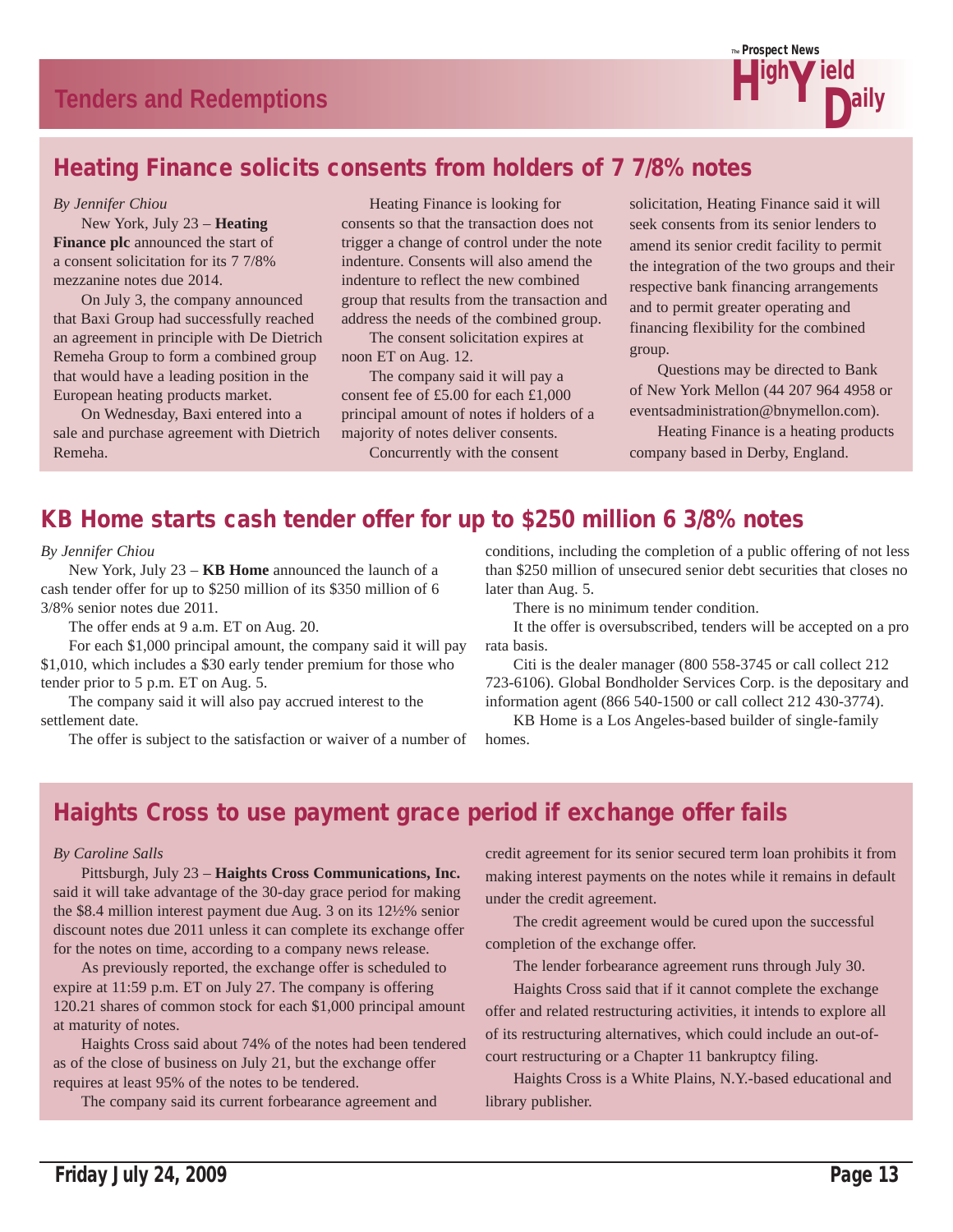## Tenders and Redemptions

### Heating Finance solicits consents from holders of 7 7/8% notes

*By Jennifer Chiou*

New York, July 23 – **Heating Finance plc** announced the start of a consent solicitation for its 7 7/8% mezzanine notes due 2014.

On July 3, the company announced that Baxi Group had successfully reached an agreement in principle with De Dietrich Remeha Group to form a combined group that would have a leading position in the European heating products market.

On Wednesday, Baxi entered into a sale and purchase agreement with Dietrich Remeha.

Heating Finance is looking for consents so that the transaction does not trigger a change of control under the note indenture. Consents will also amend the indenture to reflect the new combined group that results from the transaction and address the needs of the combined group.

The consent solicitation expires at noon ET on Aug. 12.

The company said it will pay a consent fee of £5.00 for each £1,000 principal amount of notes if holders of a majority of notes deliver consents.

Concurrently with the consent solicitation, Heating Finance said it will seek consents from its senior lenders to amend its senior credit facility to permit the integration of the two groups and their respective bank financing arrangements and to permit greater operating and financing flexibility for the combined group.

Questions may be directed to Bank of New York Mellon (44 207 964 4958 or eventsadministration@bnymellon.com).

Heating Finance is a heating products company based in Derby, England.

### KB Home starts cash tender offer for up to $250 million 6 3/8% notes

*By Jennifer Chiou*

New York, July 23 – **KB Home** announced the launch of a cash tender offer for up to $250 million of its $350 million of 6 3/8% senior notes due 2011.

The offer ends at 9 a.m. ET on Aug. 20.

For each $1,000 principal amount, the company said it will pay $1,010, which includes a $30 early tender premium for those who tender prior to 5 p.m. ET on Aug. 5.

The company said it will also pay accrued interest to the settlement date.

The offer is subject to the satisfaction or waiver of a number of conditions, including the completion of a public offering of not less than $250 million of unsecured senior debt securities that closes no later than Aug. 5.

There is no minimum tender condition.

It the offer is oversubscribed, tenders will be accepted on a pro rata basis.

Citi is the dealer manager (800 558-3745 or call collect 212 723-6106). Global Bondholder Services Corp. is the depositary and information agent (866 540-1500 or call collect 212 430-3774).

KB Home is a Los Angeles-based builder of single-family homes.

### Haights Cross to use payment grace period if exchange offer fails

*By Caroline Salls*

Pittsburgh, July 23 – **Haights Cross Communications, Inc.** said it will take advantage of the 30-day grace period for making the $8.4 million interest payment due Aug. 3 on its 12½% senior discount notes due 2011 unless it can complete its exchange offer for the notes on time, according to a company news release.

As previously reported, the exchange offer is scheduled to expire at 11:59 p.m. ET on July 27. The company is offering 120.21 shares of common stock for each $1,000 principal amount at maturity of notes.

Haights Cross said about 74% of the notes had been tendered as of the close of business on July 21, but the exchange offer requires at least 95% of the notes to be tendered.

The company said its current forbearance agreement and credit agreement for its senior secured term loan prohibits it from making interest payments on the notes while it remains in default under the credit agreement.

The credit agreement would be cured upon the successful completion of the exchange offer.

The lender forbearance agreement runs through July 30.

Haights Cross said that if it cannot complete the exchange offer and related restructuring activities, it intends to explore all of its restructuring alternatives, which could include an out-of-court restructuring or a Chapter 11 bankruptcy filing.

Haights Cross is a White Plains, N.Y.-based educational and library publisher.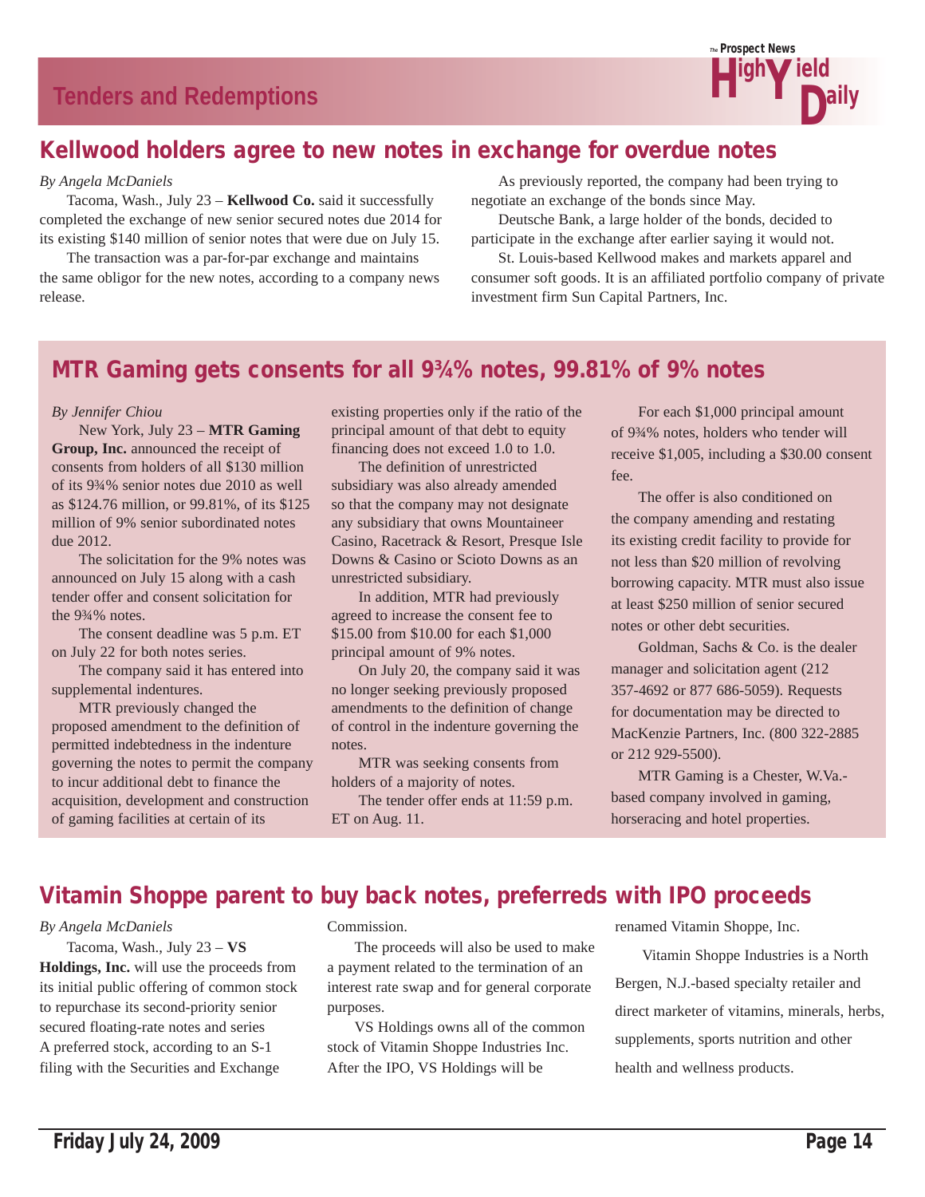## Tenders and Redemptions

# Kellwood holders agree to new notes in exchange for overdue notes

*By Angela McDaniels*

Tacoma, Wash., July 23 – **Kellwood Co.** said it successfully completed the exchange of new senior secured notes due 2014 for its existing $140 million of senior notes that were due on July 15.

The transaction was a par-for-par exchange and maintains the same obligor for the new notes, according to a company news release.

As previously reported, the company had been trying to negotiate an exchange of the bonds since May.

Deutsche Bank, a large holder of the bonds, decided to participate in the exchange after earlier saying it would not.

St. Louis-based Kellwood makes and markets apparel and consumer soft goods. It is an affiliated portfolio company of private investment firm Sun Capital Partners, Inc.

# MTR Gaming gets consents for all 9¾% notes, 99.81% of 9% notes

*By Jennifer Chiou*

New York, July 23 – **MTR Gaming Group, Inc.** announced the receipt of consents from holders of all $130 million of its 9¾% senior notes due 2010 as well as $124.76 million, or 99.81%, of its $125 million of 9% senior subordinated notes due 2012.

The solicitation for the 9% notes was announced on July 15 along with a cash tender offer and consent solicitation for the 9¾% notes.

The consent deadline was 5 p.m. ET on July 22 for both notes series.

The company said it has entered into supplemental indentures.

MTR previously changed the proposed amendment to the definition of permitted indebtedness in the indenture governing the notes to permit the company to incur additional debt to finance the acquisition, development and construction of gaming facilities at certain of its existing properties only if the ratio of the principal amount of that debt to equity financing does not exceed 1.0 to 1.0.

The definition of unrestricted subsidiary was also already amended so that the company may not designate any subsidiary that owns Mountaineer Casino, Racetrack & Resort, Presque Isle Downs & Casino or Scioto Downs as an unrestricted subsidiary.

In addition, MTR had previously agreed to increase the consent fee to $15.00 from $10.00 for each $1,000 principal amount of 9% notes.

On July 20, the company said it was no longer seeking previously proposed amendments to the definition of change of control in the indenture governing the notes.

MTR was seeking consents from holders of a majority of notes.

The tender offer ends at 11:59 p.m. ET on Aug. 11.

For each $1,000 principal amount of 9¾% notes, holders who tender will receive $1,005, including a $30.00 consent fee.

The offer is also conditioned on the company amending and restating its existing credit facility to provide for not less than $20 million of revolving borrowing capacity. MTR must also issue at least $250 million of senior secured notes or other debt securities.

Goldman, Sachs & Co. is the dealer manager and solicitation agent (212 357-4692 or 877 686-5059). Requests for documentation may be directed to MacKenzie Partners, Inc. (800 322-2885 or 212 929-5500).

MTR Gaming is a Chester, W.Va.-based company involved in gaming, horseracing and hotel properties.

# Vitamin Shoppe parent to buy back notes, preferreds with IPO proceeds

*By Angela McDaniels*

Tacoma, Wash., July 23 – **VS Holdings, Inc.** will use the proceeds from its initial public offering of common stock to repurchase its second-priority senior secured floating-rate notes and series A preferred stock, according to an S-1 filing with the Securities and Exchange Commission.

The proceeds will also be used to make a payment related to the termination of an interest rate swap and for general corporate purposes.

VS Holdings owns all of the common stock of Vitamin Shoppe Industries Inc. After the IPO, VS Holdings will be renamed Vitamin Shoppe, Inc.

Vitamin Shoppe Industries is a North Bergen, N.J.-based specialty retailer and direct marketer of vitamins, minerals, herbs, supplements, sports nutrition and other health and wellness products.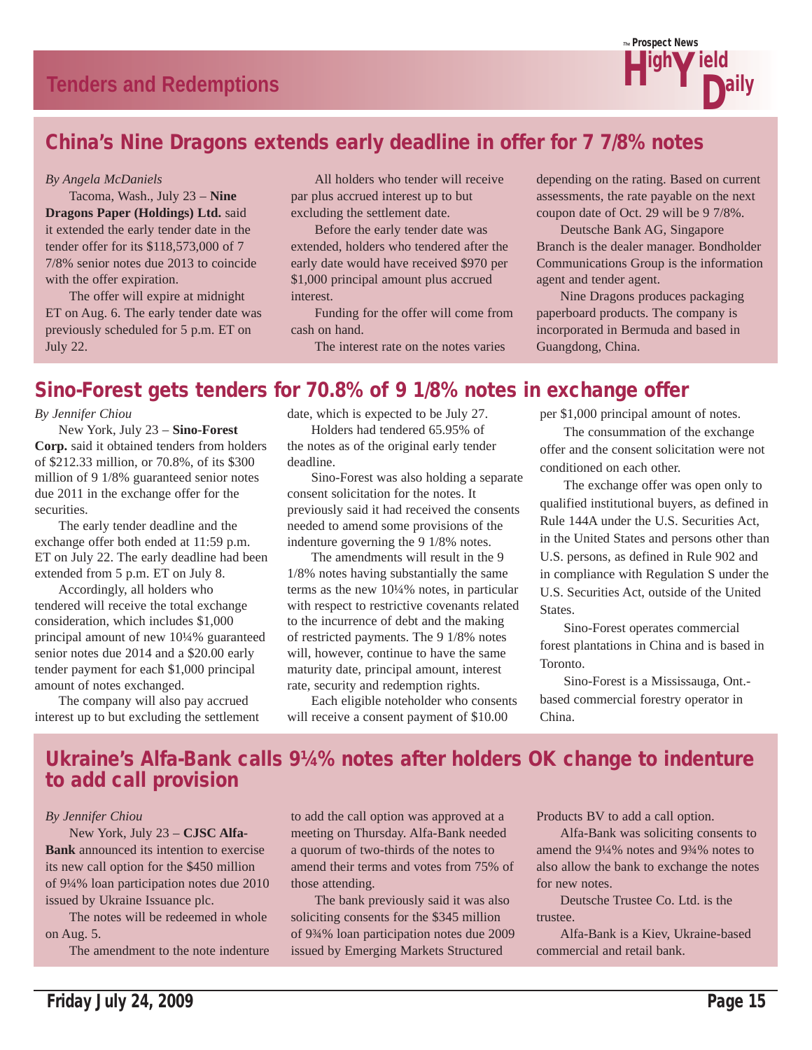## Tenders and Redemptions

## China's Nine Dragons extends early deadline in offer for 7 7/8% notes

*By Angela McDaniels*

Tacoma, Wash., July 23 – **Nine Dragons Paper (Holdings) Ltd.** said it extended the early tender date in the tender offer for its $118,573,000 of 7 7/8% senior notes due 2013 to coincide with the offer expiration.

The offer will expire at midnight ET on Aug. 6. The early tender date was previously scheduled for 5 p.m. ET on July 22.

All holders who tender will receive par plus accrued interest up to but excluding the settlement date.

Before the early tender date was extended, holders who tendered after the early date would have received $970 per $1,000 principal amount plus accrued interest.

Funding for the offer will come from cash on hand.

The interest rate on the notes varies depending on the rating. Based on current assessments, the rate payable on the next coupon date of Oct. 29 will be 9 7/8%.

Deutsche Bank AG, Singapore Branch is the dealer manager. Bondholder Communications Group is the information agent and tender agent.

Nine Dragons produces packaging paperboard products. The company is incorporated in Bermuda and based in Guangdong, China.

## Sino-Forest gets tenders for 70.8% of 9 1/8% notes in exchange offer

*By Jennifer Chiou*

New York, July 23 – **Sino-Forest Corp.** said it obtained tenders from holders of $212.33 million, or 70.8%, of its $300 million of 9 1/8% guaranteed senior notes due 2011 in the exchange offer for the securities.

The early tender deadline and the exchange offer both ended at 11:59 p.m. ET on July 22. The early deadline had been extended from 5 p.m. ET on July 8.

Accordingly, all holders who tendered will receive the total exchange consideration, which includes $1,000 principal amount of new 10¼% guaranteed senior notes due 2014 and a $20.00 early tender payment for each $1,000 principal amount of notes exchanged.

The company will also pay accrued interest up to but excluding the settlement date, which is expected to be July 27.

Holders had tendered 65.95% of the notes as of the original early tender deadline.

Sino-Forest was also holding a separate consent solicitation for the notes. It previously said it had received the consents needed to amend some provisions of the indenture governing the 9 1/8% notes.

The amendments will result in the 9 1/8% notes having substantially the same terms as the new 10¼% notes, in particular with respect to restrictive covenants related to the incurrence of debt and the making of restricted payments. The 9 1/8% notes will, however, continue to have the same maturity date, principal amount, interest rate, security and redemption rights.

Each eligible noteholder who consents will receive a consent payment of $10.00 per $1,000 principal amount of notes.

The consummation of the exchange offer and the consent solicitation were not conditioned on each other.

The exchange offer was open only to qualified institutional buyers, as defined in Rule 144A under the U.S. Securities Act, in the United States and persons other than U.S. persons, as defined in Rule 902 and in compliance with Regulation S under the U.S. Securities Act, outside of the United States.

Sino-Forest operates commercial forest plantations in China and is based in Toronto.

Sino-Forest is a Mississauga, Ont.-based commercial forestry operator in China.

## Ukraine's Alfa-Bank calls 9¼% notes after holders OK change to indenture to add call provision

*By Jennifer Chiou*

New York, July 23 – **CJSC Alfa-Bank** announced its intention to exercise its new call option for the $450 million of 9¼% loan participation notes due 2010 issued by Ukraine Issuance plc.

The notes will be redeemed in whole on Aug. 5.

The amendment to the note indenture to add the call option was approved at a meeting on Thursday. Alfa-Bank needed a quorum of two-thirds of the notes to amend their terms and votes from 75% of those attending.

The bank previously said it was also soliciting consents for the $345 million of 9¾% loan participation notes due 2009 issued by Emerging Markets Structured Products BV to add a call option.

Alfa-Bank was soliciting consents to amend the 9¼% notes and 9¾% notes to also allow the bank to exchange the notes for new notes.

Deutsche Trustee Co. Ltd. is the trustee.

Alfa-Bank is a Kiev, Ukraine-based commercial and retail bank.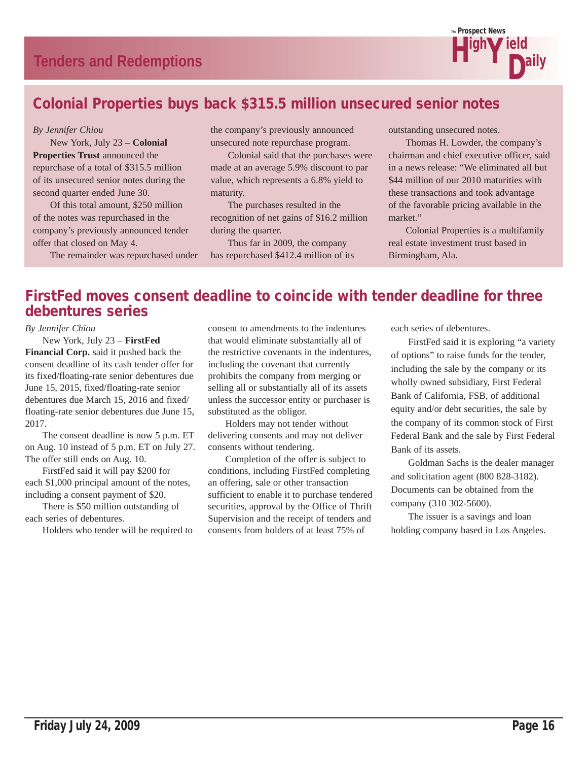## Tenders and Redemptions

### Colonial Properties buys back $315.5 million unsecured senior notes

*By Jennifer Chiou*

New York, July 23 – **Colonial Properties Trust** announced the repurchase of a total of $315.5 million of its unsecured senior notes during the second quarter ended June 30.

Of this total amount, $250 million of the notes was repurchased in the company's previously announced tender offer that closed on May 4.

The remainder was repurchased under the company's previously announced unsecured note repurchase program.

Colonial said that the purchases were made at an average 5.9% discount to par value, which represents a 6.8% yield to maturity.

The purchases resulted in the recognition of net gains of $16.2 million during the quarter.

Thus far in 2009, the company has repurchased $412.4 million of its outstanding unsecured notes.

Thomas H. Lowder, the company's chairman and chief executive officer, said in a news release: "We eliminated all but $44 million of our 2010 maturities with these transactions and took advantage of the favorable pricing available in the market."

Colonial Properties is a multifamily real estate investment trust based in Birmingham, Ala.

### FirstFed moves consent deadline to coincide with tender deadline for three debentures series

*By Jennifer Chiou*

New York, July 23 – **FirstFed Financial Corp.** said it pushed back the consent deadline of its cash tender offer for its fixed/floating-rate senior debentures due June 15, 2015, fixed/floating-rate senior debentures due March 15, 2016 and fixed/floating-rate senior debentures due June 15, 2017.

The consent deadline is now 5 p.m. ET on Aug. 10 instead of 5 p.m. ET on July 27. The offer still ends on Aug. 10.

FirstFed said it will pay $200 for each $1,000 principal amount of the notes, including a consent payment of $20.

There is $50 million outstanding of each series of debentures.

Holders who tender will be required to consent to amendments to the indentures that would eliminate substantially all of the restrictive covenants in the indentures, including the covenant that currently prohibits the company from merging or selling all or substantially all of its assets unless the successor entity or purchaser is substituted as the obligor.

Holders may not tender without delivering consents and may not deliver consents without tendering.

Completion of the offer is subject to conditions, including FirstFed completing an offering, sale or other transaction sufficient to enable it to purchase tendered securities, approval by the Office of Thrift Supervision and the receipt of tenders and consents from holders of at least 75% of each series of debentures.

FirstFed said it is exploring "a variety of options" to raise funds for the tender, including the sale by the company or its wholly owned subsidiary, First Federal Bank of California, FSB, of additional equity and/or debt securities, the sale by the company of its common stock of First Federal Bank and the sale by First Federal Bank of its assets.

Goldman Sachs is the dealer manager and solicitation agent (800 828-3182). Documents can be obtained from the company (310 302-5600).

The issuer is a savings and loan holding company based in Los Angeles.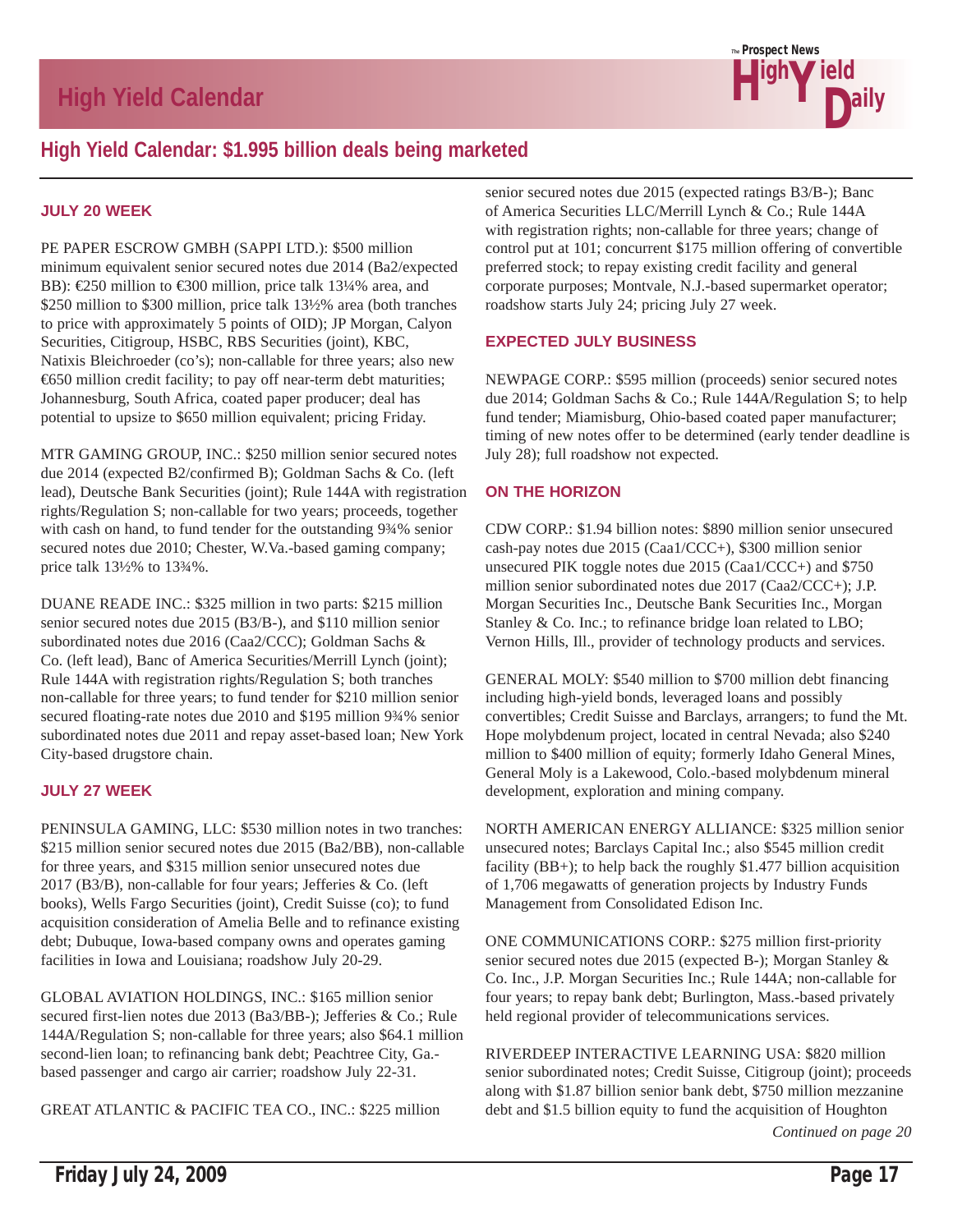## High Yield Calendar: $1.995 billion deals being marketed

### JULY 20 WEEK

PE PAPER ESCROW GMBH (SAPPI LTD.): $500 million minimum equivalent senior secured notes due 2014 (Ba2/expected BB): €250 million to €300 million, price talk 13¼% area, and $250 million to $300 million, price talk 13½% area (both tranches to price with approximately 5 points of OID); JP Morgan, Calyon Securities, Citigroup, HSBC, RBS Securities (joint), KBC, Natixis Bleichroeder (co's); non-callable for three years; also new €650 million credit facility; to pay off near-term debt maturities; Johannesburg, South Africa, coated paper producer; deal has potential to upsize to $650 million equivalent; pricing Friday.

MTR GAMING GROUP, INC.: $250 million senior secured notes due 2014 (expected B2/confirmed B); Goldman Sachs & Co. (left lead), Deutsche Bank Securities (joint); Rule 144A with registration rights/Regulation S; non-callable for two years; proceeds, together with cash on hand, to fund tender for the outstanding 9¾% senior secured notes due 2010; Chester, W.Va.-based gaming company; price talk 13½% to 13¾%.

DUANE READE INC.: $325 million in two parts: $215 million senior secured notes due 2015 (B3/B-), and $110 million senior subordinated notes due 2016 (Caa2/CCC); Goldman Sachs & Co. (left lead), Banc of America Securities/Merrill Lynch (joint); Rule 144A with registration rights/Regulation S; both tranches non-callable for three years; to fund tender for $210 million senior secured floating-rate notes due 2010 and $195 million 9¾% senior subordinated notes due 2011 and repay asset-based loan; New York City-based drugstore chain.

### JULY 27 WEEK

PENINSULA GAMING, LLC: $530 million notes in two tranches: $215 million senior secured notes due 2015 (Ba2/BB), non-callable for three years, and $315 million senior unsecured notes due 2017 (B3/B), non-callable for four years; Jefferies & Co. (left books), Wells Fargo Securities (joint), Credit Suisse (co); to fund acquisition consideration of Amelia Belle and to refinance existing debt; Dubuque, Iowa-based company owns and operates gaming facilities in Iowa and Louisiana; roadshow July 20-29.

GLOBAL AVIATION HOLDINGS, INC.: $165 million senior secured first-lien notes due 2013 (Ba3/BB-); Jefferies & Co.; Rule 144A/Regulation S; non-callable for three years; also $64.1 million second-lien loan; to refinancing bank debt; Peachtree City, Ga.-based passenger and cargo air carrier; roadshow July 22-31.

GREAT ATLANTIC & PACIFIC TEA CO., INC.: $225 million senior secured notes due 2015 (expected ratings B3/B-); Banc of America Securities LLC/Merrill Lynch & Co.; Rule 144A with registration rights; non-callable for three years; change of control put at 101; concurrent $175 million offering of convertible preferred stock; to repay existing credit facility and general corporate purposes; Montvale, N.J.-based supermarket operator; roadshow starts July 24; pricing July 27 week.

### EXPECTED JULY BUSINESS

NEWPAGE CORP.: $595 million (proceeds) senior secured notes due 2014; Goldman Sachs & Co.; Rule 144A/Regulation S; to help fund tender; Miamisburg, Ohio-based coated paper manufacturer; timing of new notes offer to be determined (early tender deadline is July 28); full roadshow not expected.

### ON THE HORIZON

CDW CORP.: $1.94 billion notes: $890 million senior unsecured cash-pay notes due 2015 (Caa1/CCC+), $300 million senior unsecured PIK toggle notes due 2015 (Caa1/CCC+) and $750 million senior subordinated notes due 2017 (Caa2/CCC+); J.P. Morgan Securities Inc., Deutsche Bank Securities Inc., Morgan Stanley & Co. Inc.; to refinance bridge loan related to LBO; Vernon Hills, Ill., provider of technology products and services.

GENERAL MOLY: $540 million to $700 million debt financing including high-yield bonds, leveraged loans and possibly convertibles; Credit Suisse and Barclays, arrangers; to fund the Mt. Hope molybdenum project, located in central Nevada; also $240 million to $400 million of equity; formerly Idaho General Mines, General Moly is a Lakewood, Colo.-based molybdenum mineral development, exploration and mining company.

NORTH AMERICAN ENERGY ALLIANCE: $325 million senior unsecured notes; Barclays Capital Inc.; also $545 million credit facility (BB+); to help back the roughly $1.477 billion acquisition of 1,706 megawatts of generation projects by Industry Funds Management from Consolidated Edison Inc.

ONE COMMUNICATIONS CORP.: $275 million first-priority senior secured notes due 2015 (expected B-); Morgan Stanley & Co. Inc., J.P. Morgan Securities Inc.; Rule 144A; non-callable for four years; to repay bank debt; Burlington, Mass.-based privately held regional provider of telecommunications services.

RIVERDEEP INTERACTIVE LEARNING USA: $820 million senior subordinated notes; Credit Suisse, Citigroup (joint); proceeds along with $1.87 billion senior bank debt, $750 million mezzanine debt and $1.5 billion equity to fund the acquisition of Houghton

*Continued on page 20*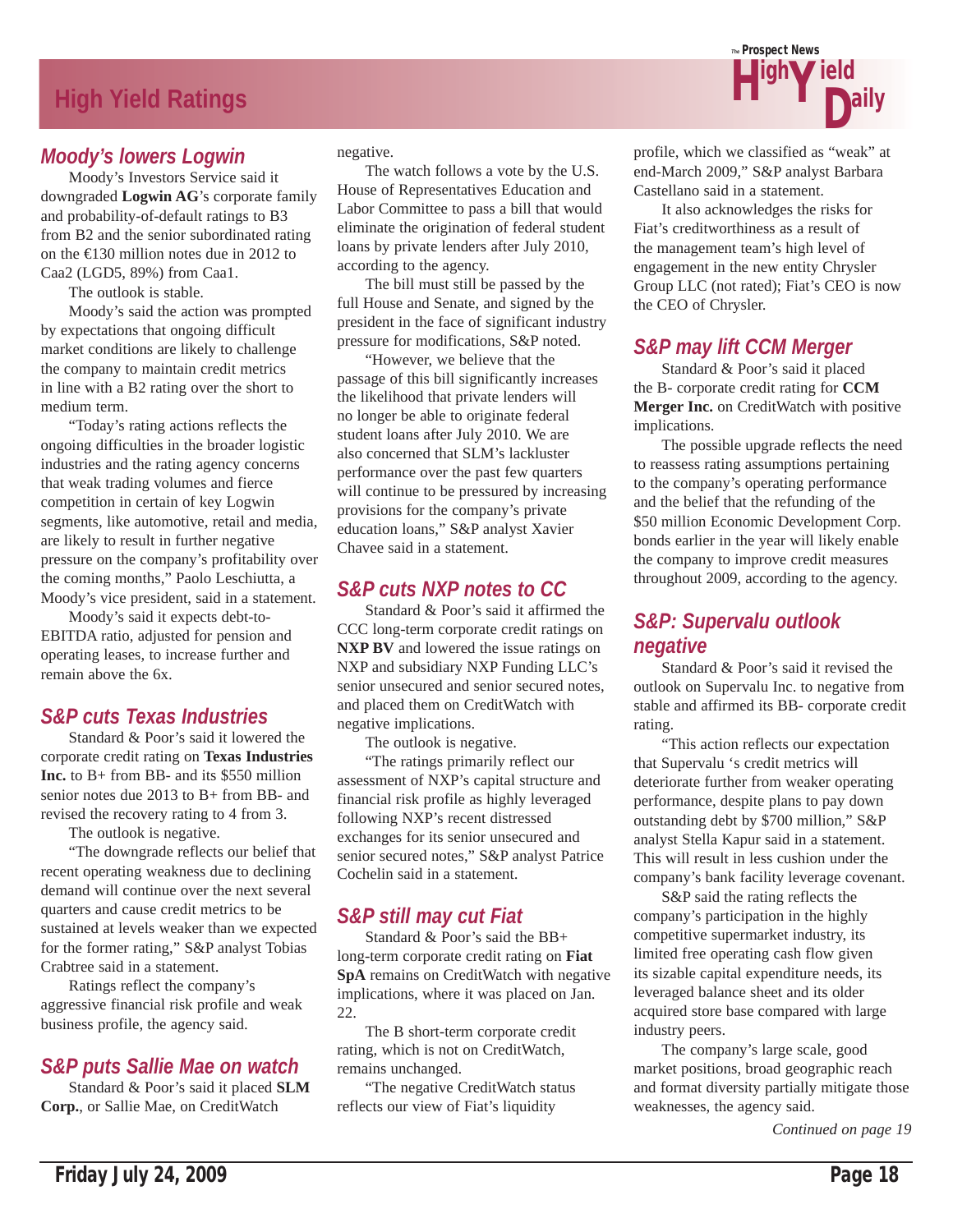# High Yield Ratings

## Moody's lowers Logwin

Moody's Investors Service said it downgraded **Logwin AG**'s corporate family and probability-of-default ratings to B3 from B2 and the senior subordinated rating on the €130 million notes due in 2012 to Caa2 (LGD5, 89%) from Caa1.

The outlook is stable.

Moody's said the action was prompted by expectations that ongoing difficult market conditions are likely to challenge the company to maintain credit metrics in line with a B2 rating over the short to medium term.

"Today's rating actions reflects the ongoing difficulties in the broader logistic industries and the rating agency concerns that weak trading volumes and fierce competition in certain of key Logwin segments, like automotive, retail and media, are likely to result in further negative pressure on the company's profitability over the coming months," Paolo Leschiutta, a Moody's vice president, said in a statement.

Moody's said it expects debt-to-EBITDA ratio, adjusted for pension and operating leases, to increase further and remain above the 6x.

## S&P cuts Texas Industries

Standard & Poor's said it lowered the corporate credit rating on **Texas Industries Inc.** to B+ from BB- and its $550 million senior notes due 2013 to B+ from BB- and revised the recovery rating to 4 from 3.

The outlook is negative.

"The downgrade reflects our belief that recent operating weakness due to declining demand will continue over the next several quarters and cause credit metrics to be sustained at levels weaker than we expected for the former rating," S&P analyst Tobias Crabtree said in a statement.

Ratings reflect the company's aggressive financial risk profile and weak business profile, the agency said.

## S&P puts Sallie Mae on watch

Standard & Poor's said it placed **SLM Corp.**, or Sallie Mae, on CreditWatch negative.

The watch follows a vote by the U.S. House of Representatives Education and Labor Committee to pass a bill that would eliminate the origination of federal student loans by private lenders after July 2010, according to the agency.

The bill must still be passed by the full House and Senate, and signed by the president in the face of significant industry pressure for modifications, S&P noted.

"However, we believe that the passage of this bill significantly increases the likelihood that private lenders will no longer be able to originate federal student loans after July 2010. We are also concerned that SLM's lackluster performance over the past few quarters will continue to be pressured by increasing provisions for the company's private education loans," S&P analyst Xavier Chavee said in a statement.

## S&P cuts NXP notes to CC

Standard & Poor's said it affirmed the CCC long-term corporate credit ratings on **NXP BV** and lowered the issue ratings on NXP and subsidiary NXP Funding LLC's senior unsecured and senior secured notes, and placed them on CreditWatch with negative implications.

The outlook is negative.

"The ratings primarily reflect our assessment of NXP's capital structure and financial risk profile as highly leveraged following NXP's recent distressed exchanges for its senior unsecured and senior secured notes," S&P analyst Patrice Cochelin said in a statement.

## S&P still may cut Fiat

Standard & Poor's said the BB+ long-term corporate credit rating on **Fiat SpA** remains on CreditWatch with negative implications, where it was placed on Jan. 22.

The B short-term corporate credit rating, which is not on CreditWatch, remains unchanged.

"The negative CreditWatch status reflects our view of Fiat's liquidity profile, which we classified as "weak" at end-March 2009," S&P analyst Barbara Castellano said in a statement.

It also acknowledges the risks for Fiat's creditworthiness as a result of the management team's high level of engagement in the new entity Chrysler Group LLC (not rated); Fiat's CEO is now the CEO of Chrysler.

## S&P may lift CCM Merger

Standard & Poor's said it placed the B- corporate credit rating for **CCM Merger Inc.** on CreditWatch with positive implications.

The possible upgrade reflects the need to reassess rating assumptions pertaining to the company's operating performance and the belief that the refunding of the $50 million Economic Development Corp. bonds earlier in the year will likely enable the company to improve credit measures throughout 2009, according to the agency.

## S&P: Supervalu outlook negative

Standard & Poor's said it revised the outlook on Supervalu Inc. to negative from stable and affirmed its BB- corporate credit rating.

"This action reflects our expectation that Supervalu 's credit metrics will deteriorate further from weaker operating performance, despite plans to pay down outstanding debt by $700 million," S&P analyst Stella Kapur said in a statement. This will result in less cushion under the company's bank facility leverage covenant.

S&P said the rating reflects the company's participation in the highly competitive supermarket industry, its limited free operating cash flow given its sizable capital expenditure needs, its leveraged balance sheet and its older acquired store base compared with large industry peers.

The company's large scale, good market positions, broad geographic reach and format diversity partially mitigate those weaknesses, the agency said.

*Continued on page 19*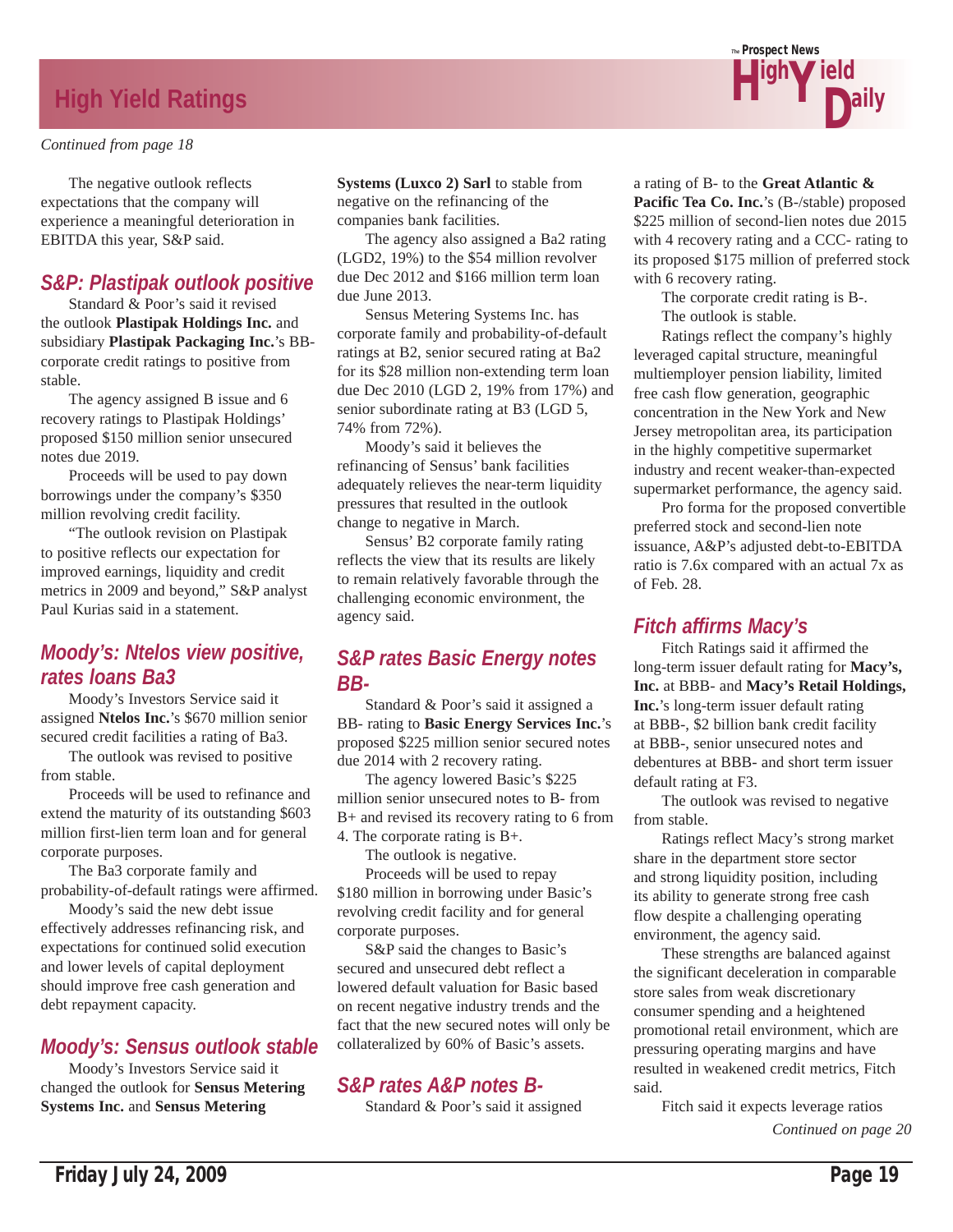*Continued from page 18*

The negative outlook reflects expectations that the company will experience a meaningful deterioration in EBITDA this year, S&P said.

## S&P: Plastipak outlook positive

Standard & Poor's said it revised the outlook **Plastipak Holdings Inc.** and subsidiary **Plastipak Packaging Inc.**'s BB- corporate credit ratings to positive from stable.

The agency assigned B issue and 6 recovery ratings to Plastipak Holdings' proposed $150 million senior unsecured notes due 2019.

Proceeds will be used to pay down borrowings under the company's $350 million revolving credit facility.

"The outlook revision on Plastipak to positive reflects our expectation for improved earnings, liquidity and credit metrics in 2009 and beyond," S&P analyst Paul Kurias said in a statement.

## Moody's: Ntelos view positive, rates loans Ba3

Moody's Investors Service said it assigned **Ntelos Inc.**'s $670 million senior secured credit facilities a rating of Ba3.

The outlook was revised to positive from stable.

Proceeds will be used to refinance and extend the maturity of its outstanding $603 million first-lien term loan and for general corporate purposes.

The Ba3 corporate family and probability-of-default ratings were affirmed.

Moody's said the new debt issue effectively addresses refinancing risk, and expectations for continued solid execution and lower levels of capital deployment should improve free cash generation and debt repayment capacity.

## Moody's: Sensus outlook stable

Moody's Investors Service said it changed the outlook for **Sensus Metering Systems Inc.** and **Sensus Metering Systems (Luxco 2) Sarl** to stable from negative on the refinancing of the companies bank facilities.

The agency also assigned a Ba2 rating (LGD2, 19%) to the $54 million revolver due Dec 2012 and $166 million term loan due June 2013.

Sensus Metering Systems Inc. has corporate family and probability-of-default ratings at B2, senior secured rating at Ba2 for its $28 million non-extending term loan due Dec 2010 (LGD 2, 19% from 17%) and senior subordinate rating at B3 (LGD 5, 74% from 72%).

Moody's said it believes the refinancing of Sensus' bank facilities adequately relieves the near-term liquidity pressures that resulted in the outlook change to negative in March.

Sensus' B2 corporate family rating reflects the view that its results are likely to remain relatively favorable through the challenging economic environment, the agency said.

## S&P rates Basic Energy notes BB-

Standard & Poor's said it assigned a BB- rating to **Basic Energy Services Inc.**'s proposed $225 million senior secured notes due 2014 with 2 recovery rating.

The agency lowered Basic's $225 million senior unsecured notes to B- from B+ and revised its recovery rating to 6 from 4. The corporate rating is B+.

The outlook is negative.

Proceeds will be used to repay $180 million in borrowing under Basic's revolving credit facility and for general corporate purposes.

S&P said the changes to Basic's secured and unsecured debt reflect a lowered default valuation for Basic based on recent negative industry trends and the fact that the new secured notes will only be collateralized by 60% of Basic's assets.

## S&P rates A&P notes B-

Standard & Poor's said it assigned a rating of B- to the **Great Atlantic & Pacific Tea Co. Inc.**'s (B-/stable) proposed $225 million of second-lien notes due 2015 with 4 recovery rating and a CCC- rating to its proposed $175 million of preferred stock with 6 recovery rating.

The corporate credit rating is B-.

The outlook is stable.

Ratings reflect the company's highly leveraged capital structure, meaningful multiemployer pension liability, limited free cash flow generation, geographic concentration in the New York and New Jersey metropolitan area, its participation in the highly competitive supermarket industry and recent weaker-than-expected supermarket performance, the agency said.

Pro forma for the proposed convertible preferred stock and second-lien note issuance, A&P's adjusted debt-to-EBITDA ratio is 7.6x compared with an actual 7x as of Feb. 28.

## Fitch affirms Macy's

Fitch Ratings said it affirmed the long-term issuer default rating for **Macy's, Inc.** at BBB- and **Macy's Retail Holdings, Inc.**'s long-term issuer default rating at BBB-, $2 billion bank credit facility at BBB-, senior unsecured notes and debentures at BBB- and short term issuer default rating at F3.

The outlook was revised to negative from stable.

Ratings reflect Macy's strong market share in the department store sector and strong liquidity position, including its ability to generate strong free cash flow despite a challenging operating environment, the agency said.

These strengths are balanced against the significant deceleration in comparable store sales from weak discretionary consumer spending and a heightened promotional retail environment, which are pressuring operating margins and have resulted in weakened credit metrics, Fitch said.

Fitch said it expects leverage ratios

*Continued on page 20*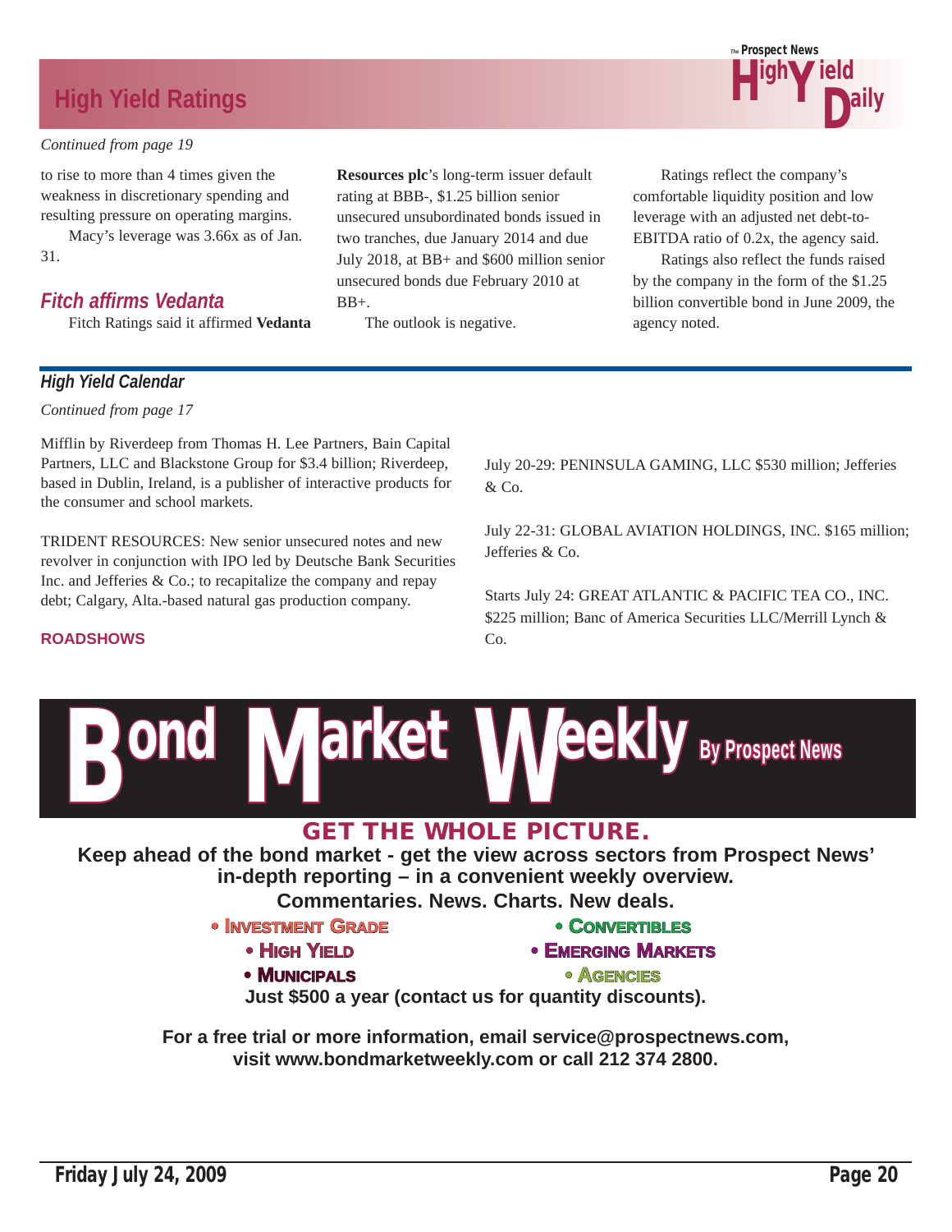## High Yield Ratings

*Continued from page 19*

to rise to more than 4 times given the weakness in discretionary spending and resulting pressure on operating margins.

Macy's leverage was 3.66x as of Jan. 31.

### *Fitch affirms Vedanta*

Fitch Ratings said it affirmed **Vedanta Resources plc**'s long-term issuer default rating at BBB-, $1.25 billion senior unsecured unsubordinated bonds issued in two tranches, due January 2014 and due July 2018, at BB+ and $600 million senior unsecured bonds due February 2010 at BB+.

The outlook is negative.

Ratings reflect the company's comfortable liquidity position and low leverage with an adjusted net debt-to-EBITDA ratio of 0.2x, the agency said.

Ratings also reflect the funds raised by the company in the form of the $1.25 billion convertible bond in June 2009, the agency noted.

## *High Yield Calendar*

*Continued from page 17*

Mifflin by Riverdeep from Thomas H. Lee Partners, Bain Capital Partners, LLC and Blackstone Group for $3.4 billion; Riverdeep, based in Dublin, Ireland, is a publisher of interactive products for the consumer and school markets.

TRIDENT RESOURCES: New senior unsecured notes and new revolver in conjunction with IPO led by Deutsche Bank Securities Inc. and Jefferies & Co.; to recapitalize the company and repay debt; Calgary, Alta.-based natural gas production company.

**ROADSHOWS**

July 20-29: PENINSULA GAMING, LLC $530 million; Jefferies & Co.

July 22-31: GLOBAL AVIATION HOLDINGS, INC. $165 million; Jefferies & Co.

Starts July 24: GREAT ATLANTIC & PACIFIC TEA CO., INC. $225 million; Banc of America Securities LLC/Merrill Lynch & Co.

# Bond Market Weekly By Prospect News

**GET THE WHOLE PICTURE.**

**Keep ahead of the bond market - get the view across sectors from Prospect News' in-depth reporting – in a convenient weekly overview.**

**Commentaries. News. Charts. New deals.**

- **Investment Grade**
- **Convertibles**
- **High Yield**
- **Emerging Markets**
- **Municipals**
- **Agencies**

**Just $500 a year (contact us for quantity discounts).**

**For a free trial or more information, email service@prospectnews.com, visit www.bondmarketweekly.com or call 212 374 2800.**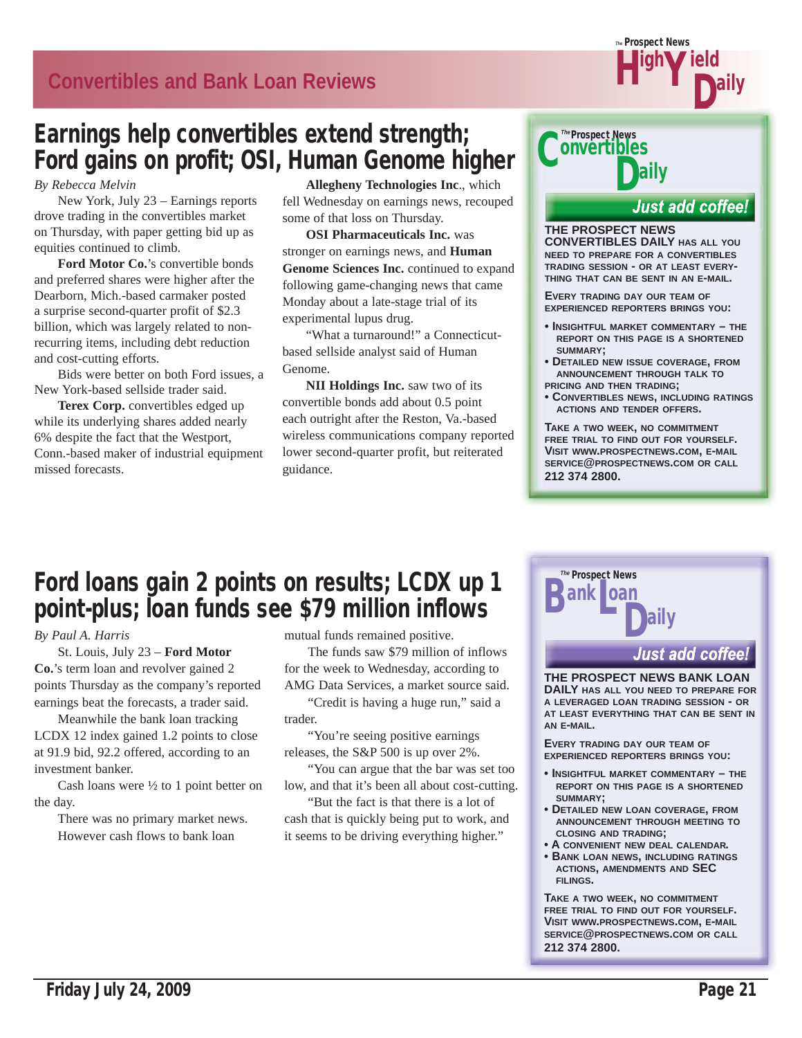## Convertibles and Bank Loan Reviews

# Earnings help convertibles extend strength; Ford gains on profit; OSI, Human Genome higher

*By Rebecca Melvin*

New York, July 23 – Earnings reports drove trading in the convertibles market on Thursday, with paper getting bid up as equities continued to climb.

**Ford Motor Co.**'s convertible bonds and preferred shares were higher after the Dearborn, Mich.-based carmaker posted a surprise second-quarter profit of $2.3 billion, which was largely related to non-recurring items, including debt reduction and cost-cutting efforts.

Bids were better on both Ford issues, a New York-based sellside trader said.

**Terex Corp.** convertibles edged up while its underlying shares added nearly 6% despite the fact that the Westport, Conn.-based maker of industrial equipment missed forecasts.

**Allegheny Technologies Inc**., which fell Wednesday on earnings news, recouped some of that loss on Thursday.

**OSI Pharmaceuticals Inc.** was stronger on earnings news, and **Human Genome Sciences Inc.** continued to expand following game-changing news that came Monday about a late-stage trial of its experimental lupus drug.

"What a turnaround!" a Connecticut-based sellside analyst said of Human Genome.

**NII Holdings Inc.** saw two of its convertible bonds add about 0.5 point each outright after the Reston, Va.-based wireless communications company reported lower second-quarter profit, but reiterated guidance.

---

**The Prospect News Convertibles Daily**

**Just add coffee!**

**THE PROSPECT NEWS CONVERTIBLES DAILY** HAS ALL YOU NEED TO PREPARE FOR A CONVERTIBLES TRADING SESSION - OR AT LEAST EVERYTHING THAT CAN BE SENT IN AN E-MAIL.

EVERY TRADING DAY OUR TEAM OF EXPERIENCED REPORTERS BRINGS YOU:

- INSIGHTFUL MARKET COMMENTARY – THE REPORT ON THIS PAGE IS A SHORTENED SUMMARY;
- DETAILED NEW ISSUE COVERAGE, FROM ANNOUNCEMENT THROUGH TALK TO PRICING AND THEN TRADING;
- CONVERTIBLES NEWS, INCLUDING RATINGS ACTIONS AND TENDER OFFERS.

TAKE A TWO WEEK, NO COMMITMENT FREE TRIAL TO FIND OUT FOR YOURSELF. VISIT WWW.PROSPECTNEWS.COM, E-MAIL SERVICE@PROSPECTNEWS.COM OR CALL **212 374 2800.**

---

# Ford loans gain 2 points on results; LCDX up 1 point-plus; loan funds see $79 million inflows

*By Paul A. Harris*

St. Louis, July 23 – **Ford Motor Co.**'s term loan and revolver gained 2 points Thursday as the company's reported earnings beat the forecasts, a trader said.

Meanwhile the bank loan tracking LCDX 12 index gained 1.2 points to close at 91.9 bid, 92.2 offered, according to an investment banker.

Cash loans were ½ to 1 point better on the day.

There was no primary market news.

However cash flows to bank loan mutual funds remained positive.

The funds saw $79 million of inflows for the week to Wednesday, according to AMG Data Services, a market source said.

"Credit is having a huge run," said a trader.

"You're seeing positive earnings releases, the S&P 500 is up over 2%.

"You can argue that the bar was set too low, and that it's been all about cost-cutting.

"But the fact is that there is a lot of cash that is quickly being put to work, and it seems to be driving everything higher."

---

**The Prospect News Bank Loan Daily**

**Just add coffee!**

**THE PROSPECT NEWS BANK LOAN DAILY** HAS ALL YOU NEED TO PREPARE FOR A LEVERAGED LOAN TRADING SESSION - OR AT LEAST EVERYTHING THAT CAN BE SENT IN AN E-MAIL.

EVERY TRADING DAY OUR TEAM OF EXPERIENCED REPORTERS BRINGS YOU:

- INSIGHTFUL MARKET COMMENTARY – THE REPORT ON THIS PAGE IS A SHORTENED SUMMARY;
- DETAILED NEW LOAN COVERAGE, FROM ANNOUNCEMENT THROUGH MEETING TO CLOSING AND TRADING;
- A CONVENIENT NEW DEAL CALENDAR.
- BANK LOAN NEWS, INCLUDING RATINGS ACTIONS, AMENDMENTS AND SEC FILINGS.

TAKE A TWO WEEK, NO COMMITMENT FREE TRIAL TO FIND OUT FOR YOURSELF. VISIT WWW.PROSPECTNEWS.COM, E-MAIL SERVICE@PROSPECTNEWS.COM OR CALL **212 374 2800.**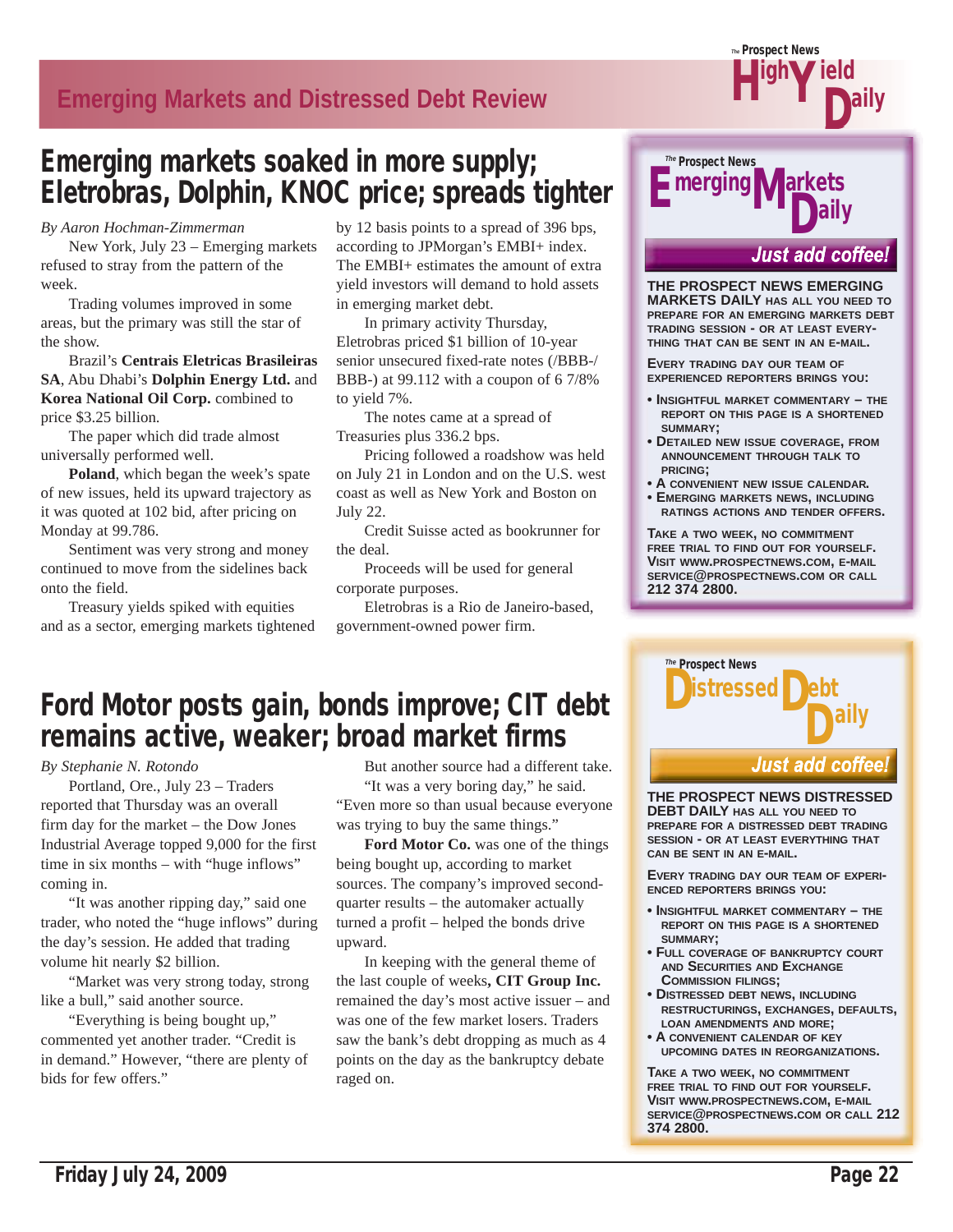# Emerging markets soaked in more supply; Eletrobras, Dolphin, KNOC price; spreads tighter

*By Aaron Hochman-Zimmerman*

New York, July 23 – Emerging markets refused to stray from the pattern of the week.

Trading volumes improved in some areas, but the primary was still the star of the show.

Brazil's **Centrais Eletricas Brasileiras SA**, Abu Dhabi's **Dolphin Energy Ltd.** and **Korea National Oil Corp.** combined to price $3.25 billion.

The paper which did trade almost universally performed well.

**Poland**, which began the week's spate of new issues, held its upward trajectory as it was quoted at 102 bid, after pricing on Monday at 99.786.

Sentiment was very strong and money continued to move from the sidelines back onto the field.

Treasury yields spiked with equities and as a sector, emerging markets tightened by 12 basis points to a spread of 396 bps, according to JPMorgan's EMBI+ index. The EMBI+ estimates the amount of extra yield investors will demand to hold assets in emerging market debt.

In primary activity Thursday, Eletrobras priced $1 billion of 10-year senior unsecured fixed-rate notes (/BBB-/BBB-) at 99.112 with a coupon of 6 7/8% to yield 7%.

The notes came at a spread of Treasuries plus 336.2 bps.

Pricing followed a roadshow was held on July 21 in London and on the U.S. west coast as well as New York and Boston on July 22.

Credit Suisse acted as bookrunner for the deal.

Proceeds will be used for general corporate purposes.

Eletrobras is a Rio de Janeiro-based, government-owned power firm.

# Ford Motor posts gain, bonds improve; CIT debt remains active, weaker; broad market firms

*By Stephanie N. Rotondo*

Portland, Ore., July 23 – Traders reported that Thursday was an overall firm day for the market – the Dow Jones Industrial Average topped 9,000 for the first time in six months – with "huge inflows" coming in.

"It was another ripping day," said one trader, who noted the "huge inflows" during the day's session. He added that trading volume hit nearly $2 billion.

"Market was very strong today, strong like a bull," said another source.

"Everything is being bought up," commented yet another trader. "Credit is in demand." However, "there are plenty of bids for few offers."

But another source had a different take.

"It was a very boring day," he said. "Even more so than usual because everyone was trying to buy the same things."

**Ford Motor Co.** was one of the things being bought up, according to market sources. The company's improved second-quarter results – the automaker actually turned a profit – helped the bonds drive upward.

In keeping with the general theme of the last couple of weeks**, CIT Group Inc.** remained the day's most active issuer – and was one of the few market losers. Traders saw the bank's debt dropping as much as 4 points on the day as the bankruptcy debate raged on.

---

**The Prospect News Emerging Markets Daily**

**Just add coffee!**

**THE PROSPECT NEWS EMERGING MARKETS DAILY** HAS ALL YOU NEED TO PREPARE FOR AN EMERGING MARKETS DEBT TRADING SESSION - OR AT LEAST EVERYTHING THAT CAN BE SENT IN AN E-MAIL.

EVERY TRADING DAY OUR TEAM OF EXPERIENCED REPORTERS BRINGS YOU:

- INSIGHTFUL MARKET COMMENTARY – THE REPORT ON THIS PAGE IS A SHORTENED SUMMARY;
- DETAILED NEW ISSUE COVERAGE, FROM ANNOUNCEMENT THROUGH TALK TO PRICING;
- A CONVENIENT NEW ISSUE CALENDAR.
- EMERGING MARKETS NEWS, INCLUDING RATINGS ACTIONS AND TENDER OFFERS.

TAKE A TWO WEEK, NO COMMITMENT FREE TRIAL TO FIND OUT FOR YOURSELF. VISIT WWW.PROSPECTNEWS.COM, E-MAIL SERVICE@PROSPECTNEWS.COM OR CALL **212 374 2800.**

---

**The Prospect News Distressed Debt Daily**

**Just add coffee!**

**THE PROSPECT NEWS DISTRESSED DEBT DAILY** HAS ALL YOU NEED TO PREPARE FOR A DISTRESSED DEBT TRADING SESSION - OR AT LEAST EVERYTHING THAT CAN BE SENT IN AN E-MAIL.

EVERY TRADING DAY OUR TEAM OF EXPERIENCED REPORTERS BRINGS YOU:

- INSIGHTFUL MARKET COMMENTARY – THE REPORT ON THIS PAGE IS A SHORTENED SUMMARY;
- FULL COVERAGE OF BANKRUPTCY COURT AND SECURITIES AND EXCHANGE COMMISSION FILINGS;
- DISTRESSED DEBT NEWS, INCLUDING RESTRUCTURINGS, EXCHANGES, DEFAULTS, LOAN AMENDMENTS AND MORE;
- A CONVENIENT CALENDAR OF KEY UPCOMING DATES IN REORGANIZATIONS.

TAKE A TWO WEEK, NO COMMITMENT FREE TRIAL TO FIND OUT FOR YOURSELF. VISIT WWW.PROSPECTNEWS.COM, E-MAIL SERVICE@PROSPECTNEWS.COM OR CALL **212 374 2800.**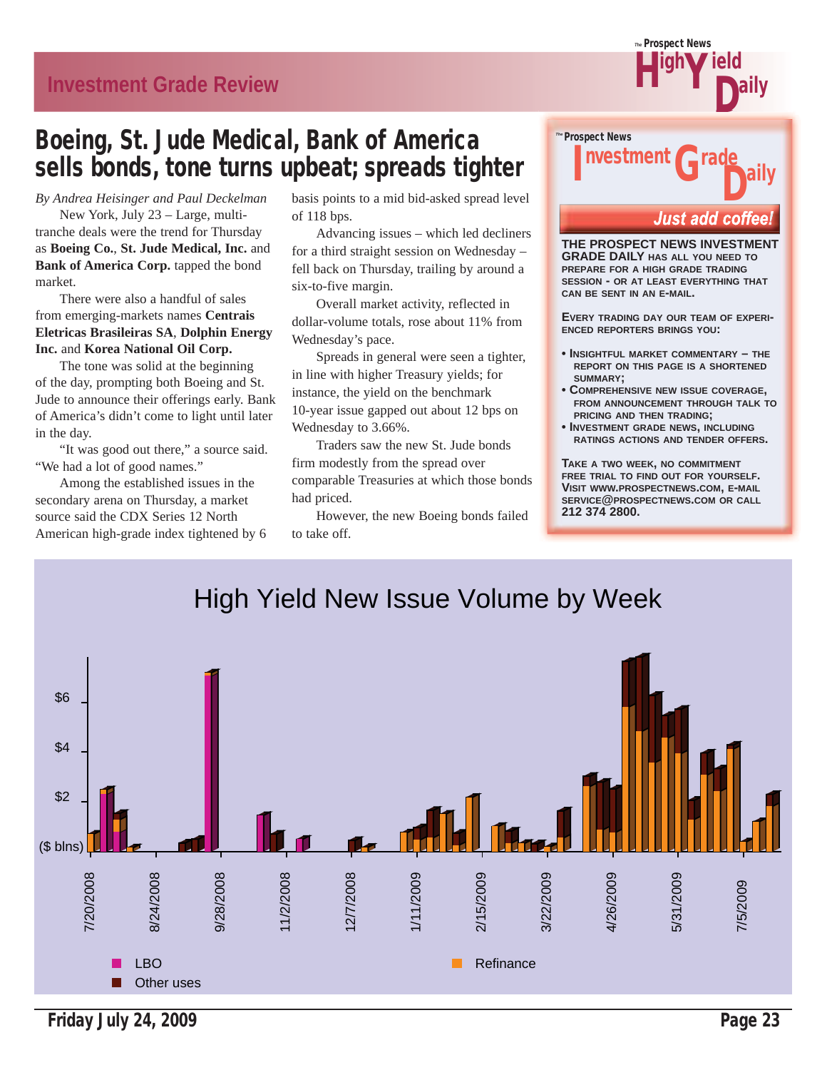# Boeing, St. Jude Medical, Bank of America sells bonds, tone turns upbeat; spreads tighter

*By Andrea Heisinger and Paul Deckelman*

New York, July 23 – Large, multi-tranche deals were the trend for Thursday as **Boeing Co.**, **St. Jude Medical, Inc.** and **Bank of America Corp.** tapped the bond market.

There were also a handful of sales from emerging-markets names **Centrais Eletricas Brasileiras SA**, **Dolphin Energy Inc.** and **Korea National Oil Corp.**

The tone was solid at the beginning of the day, prompting both Boeing and St. Jude to announce their offerings early. Bank of America's didn't come to light until later in the day.

"It was good out there," a source said. "We had a lot of good names."

Among the established issues in the secondary arena on Thursday, a market source said the CDX Series 12 North American high-grade index tightened by 6 basis points to a mid bid-asked spread level of 118 bps.

Advancing issues – which led decliners for a third straight session on Wednesday – fell back on Thursday, trailing by around a six-to-five margin.

Overall market activity, reflected in dollar-volume totals, rose about 11% from Wednesday's pace.

Spreads in general were seen a tighter, in line with higher Treasury yields; for instance, the yield on the benchmark 10-year issue gapped out about 12 bps on Wednesday to 3.66%.

Traders saw the new St. Jude bonds firm modestly from the spread over comparable Treasuries at which those bonds had priced.

However, the new Boeing bonds failed to take off.

---

The Prospect News **Investment Grade Daily**

**Just add coffee!**

**THE PROSPECT NEWS INVESTMENT GRADE DAILY** HAS ALL YOU NEED TO PREPARE FOR A HIGH GRADE TRADING SESSION - OR AT LEAST EVERYTHING THAT CAN BE SENT IN AN E-MAIL.

EVERY TRADING DAY OUR TEAM OF EXPERIENCED REPORTERS BRINGS YOU:

- INSIGHTFUL MARKET COMMENTARY – THE REPORT ON THIS PAGE IS A SHORTENED SUMMARY;
- COMPREHENSIVE NEW ISSUE COVERAGE, FROM ANNOUNCEMENT THROUGH TALK TO PRICING AND THEN TRADING;
- INVESTMENT GRADE NEWS, INCLUDING RATINGS ACTIONS AND TENDER OFFERS.

TAKE A TWO WEEK, NO COMMITMENT FREE TRIAL TO FIND OUT FOR YOURSELF. VISIT WWW.PROSPECTNEWS.COM, E-MAIL SERVICE@PROSPECTNEWS.COM OR CALL **212 374 2800.**

---

## High Yield New Issue Volume by Week

($ blns) — LBO, Refinance, Other uses — weeks from 7/20/2008 to 7/5/2009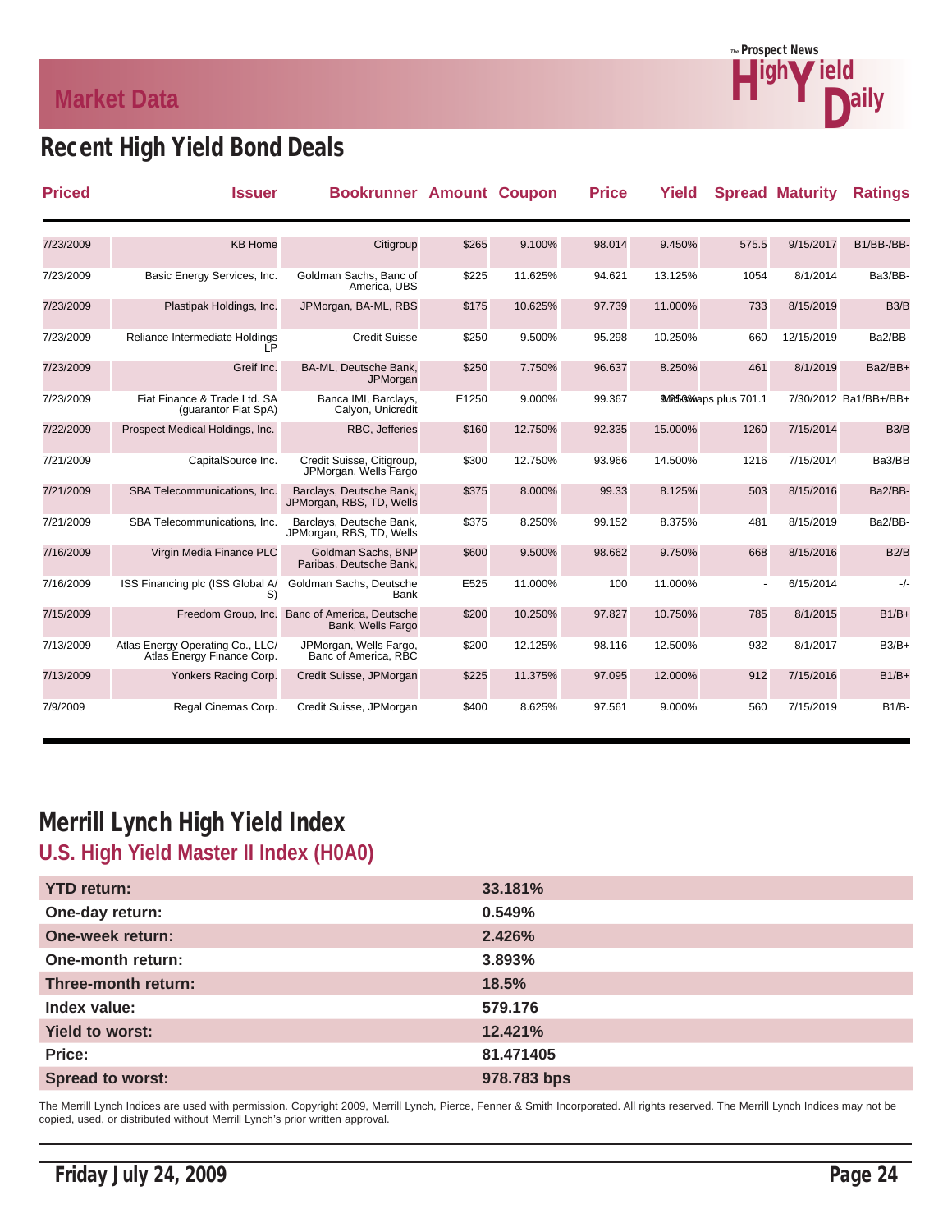## Market Data

# Recent High Yield Bond Deals

| Priced | Issuer | Bookrunner | Amount | Coupon | Price | Yield | Spread | Maturity | Ratings |
|---|---|---|---|---|---|---|---|---|---|
| 7/23/2009 | KB Home | Citigroup | $265 | 9.100% | 98.014 | 9.450% | 575.5 | 9/15/2017 | B1/BB-/BB- |
| 7/23/2009 | Basic Energy Services, Inc. | Goldman Sachs, Banc of America, UBS | $225 | 11.625% | 94.621 | 13.125% | 1054 | 8/1/2014 | Ba3/BB- |
| 7/23/2009 | Plastipak Holdings, Inc. | JPMorgan, BA-ML, RBS | $175 | 10.625% | 97.739 | 11.000% | 733 | 8/15/2019 | B3/B |
| 7/23/2009 | Reliance Intermediate Holdings LP | Credit Suisse | $250 | 9.500% | 95.298 | 10.250% | 660 | 12/15/2019 | Ba2/BB- |
| 7/23/2009 | Greif Inc. | BA-ML, Deutsche Bank, JPMorgan | $250 | 7.750% | 96.637 | 8.250% | 461 | 8/1/2019 | Ba2/BB+ |
| 7/23/2009 | Fiat Finance & Trade Ltd. SA (guarantor Fiat SpA) | Banca IMI, Barclays, Calyon, Unicredit | E1250 | 9.000% | 99.367 | 9.250% | Mid-swaps plus 701.1 | 7/30/2012 | Ba1/BB+/BB+ |
| 7/22/2009 | Prospect Medical Holdings, Inc. | RBC, Jefferies | $160 | 12.750% | 92.335 | 15.000% | 1260 | 7/15/2014 | B3/B |
| 7/21/2009 | CapitalSource Inc. | Credit Suisse, Citigroup, JPMorgan, Wells Fargo | $300 | 12.750% | 93.966 | 14.500% | 1216 | 7/15/2014 | Ba3/BB |
| 7/21/2009 | SBA Telecommunications, Inc. | Barclays, Deutsche Bank, JPMorgan, RBS, TD, Wells | $375 | 8.000% | 99.33 | 8.125% | 503 | 8/15/2016 | Ba2/BB- |
| 7/21/2009 | SBA Telecommunications, Inc. | Barclays, Deutsche Bank, JPMorgan, RBS, TD, Wells | $375 | 8.250% | 99.152 | 8.375% | 481 | 8/15/2019 | Ba2/BB- |
| 7/16/2009 | Virgin Media Finance PLC | Goldman Sachs, BNP Paribas, Deutsche Bank, | $600 | 9.500% | 98.662 | 9.750% | 668 | 8/15/2016 | B2/B |
| 7/16/2009 | ISS Financing plc (ISS Global A/S) | Goldman Sachs, Deutsche Bank | E525 | 11.000% | 100 | 11.000% | - | 6/15/2014 | -/- |
| 7/15/2009 | Freedom Group, Inc. | Banc of America, Deutsche Bank, Wells Fargo | $200 | 10.250% | 97.827 | 10.750% | 785 | 8/1/2015 | B1/B+ |
| 7/13/2009 | Atlas Energy Operating Co., LLC/ Atlas Energy Finance Corp. | JPMorgan, Wells Fargo, Banc of America, RBC | $200 | 12.125% | 98.116 | 12.500% | 932 | 8/1/2017 | B3/B+ |
| 7/13/2009 | Yonkers Racing Corp. | Credit Suisse, JPMorgan | $225 | 11.375% | 97.095 | 12.000% | 912 | 7/15/2016 | B1/B+ |
| 7/9/2009 | Regal Cinemas Corp. | Credit Suisse, JPMorgan | $400 | 8.625% | 97.561 | 9.000% | 560 | 7/15/2019 | B1/B- |

# Merrill Lynch High Yield Index

## U.S. High Yield Master II Index (H0A0)

| | |
|---|---|
| **YTD return:** | **33.181%** |
| **One-day return:** | **0.549%** |
| **One-week return:** | **2.426%** |
| **One-month return:** | **3.893%** |
| **Three-month return:** | **18.5%** |
| **Index value:** | **579.176** |
| **Yield to worst:** | **12.421%** |
| **Price:** | **81.471405** |
| **Spread to worst:** | **978.783 bps** |

The Merrill Lynch Indices are used with permission. Copyright 2009, Merrill Lynch, Pierce, Fenner & Smith Incorporated. All rights reserved. The Merrill Lynch Indices may not be copied, used, or distributed without Merrill Lynch's prior written approval.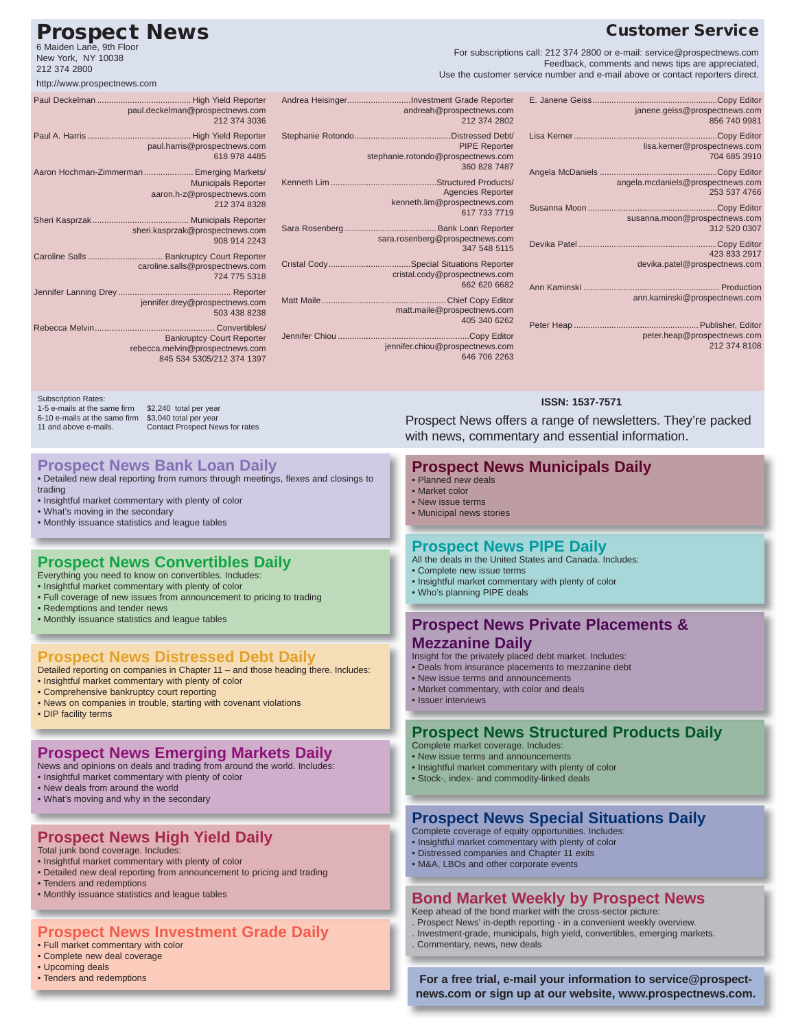# Prospect News

6 Maiden Lane, 9th Floor
New York, NY 10038
212 374 2800

http://www.prospectnews.com

## Customer Service

For subscriptions call: 212 374 2800 or e-mail: service@prospectnews.com
Feedback, comments and news tips are appreciated,
Use the customer service number and e-mail above or contact reporters direct.

Paul Deckelman ........ High Yield Reporter
paul.deckelman@prospectnews.com
212 374 3036

Paul A. Harris ........ High Yield Reporter
paul.harris@prospectnews.com
618 978 4485

Aaron Hochman-Zimmerman ........ Emerging Markets/ Municipals Reporter
aaron.h-z@prospectnews.com
212 374 8328

Sheri Kasprzak ........ Municipals Reporter
sheri.kasprzak@prospectnews.com
908 914 2243

Caroline Salls ........ Bankruptcy Court Reporter
caroline.salls@prospectnews.com
724 775 5318

Jennifer Lanning Drey ........ Reporter
jennifer.drey@prospectnews.com
503 438 8238

Rebecca Melvin ........ Convertibles/ Bankruptcy Court Reporter
rebecca.melvin@prospectnews.com
845 534 5305/212 374 1397

Andrea Heisinger ........ Investment Grade Reporter
andreah@prospectnews.com
212 374 2802

Stephanie Rotondo ........ Distressed Debt/ PIPE Reporter
stephanie.rotondo@prospectnews.com
360 828 7487

Kenneth Lim ........ Structured Products/ Agencies Reporter
kenneth.lim@prospectnews.com
617 733 7719

Sara Rosenberg ........ Bank Loan Reporter
sara.rosenberg@prospectnews.com
347 548 5115

Cristal Cody ........ Special Situations Reporter
cristal.cody@prospectnews.com
662 620 6682

Matt Maile ........ Chief Copy Editor
matt.maile@prospectnews.com
405 340 6262

Jennifer Chiou ........ Copy Editor
jennifer.chiou@prospectnews.com
646 706 2263

E. Janene Geiss ........ Copy Editor
janene.geiss@prospectnews.com
856 740 9981

Lisa Kerner ........ Copy Editor
lisa.kerner@prospectnews.com
704 685 3910

Angela McDaniels ........ Copy Editor
angela.mcdaniels@prospectnews.com
253 537 4766

Susanna Moon ........ Copy Editor
susanna.moon@prospectnews.com
312 520 0307

Devika Patel ........ Copy Editor
423 833 2917
devika.patel@prospectnews.com

Ann Kaminski ........ Production
ann.kaminski@prospectnews.com

Peter Heap ........ Publisher, Editor
peter.heap@prospectnews.com
212 374 8108

Subscription Rates:

| | |
|---|---|
| 1-5 e-mails at the same firm | $2,240 total per year |
| 6-10 e-mails at the same firm | $3,040 total per year |
| 11 and above e-mails. | Contact Prospect News for rates |

**ISSN: 1537-7571**

Prospect News offers a range of newsletters. They're packed with news, commentary and essential information.

## Prospect News Bank Loan Daily

- Detailed new deal reporting from rumors through meetings, flexes and closings to trading
- Insightful market commentary with plenty of color
- What's moving in the secondary
- Monthly issuance statistics and league tables

## Prospect News Convertibles Daily

Everything you need to know on convertibles. Includes:

- Insightful market commentary with plenty of color
- Full coverage of new issues from announcement to pricing to trading
- Redemptions and tender news
- Monthly issuance statistics and league tables

## Prospect News Distressed Debt Daily

Detailed reporting on companies in Chapter 11 – and those heading there. Includes:

- Insightful market commentary with plenty of color
- Comprehensive bankruptcy court reporting
- News on companies in trouble, starting with covenant violations
- DIP facility terms

## Prospect News Emerging Markets Daily

News and opinions on deals and trading from around the world. Includes:

- Insightful market commentary with plenty of color
- New deals from around the world
- What's moving and why in the secondary

## Prospect News High Yield Daily

Total junk bond coverage. Includes:

- Insightful market commentary with plenty of color
- Detailed new deal reporting from announcement to pricing and trading
- Tenders and redemptions
- Monthly issuance statistics and league tables

## Prospect News Investment Grade Daily

- Full market commentary with color
- Complete new deal coverage
- Upcoming deals
- Tenders and redemptions

## Prospect News Municipals Daily

- Planned new deals
- Market color
- New issue terms
- Municipal news stories

## Prospect News PIPE Daily

All the deals in the United States and Canada. Includes:

- Complete new issue terms
- Insightful market commentary with plenty of color
- Who's planning PIPE deals

## Prospect News Private Placements & Mezzanine Daily

Insight for the privately placed debt market. Includes:

- Deals from insurance placements to mezzanine debt
- New issue terms and announcements
- Market commentary, with color and deals
- Issuer interviews

## Prospect News Structured Products Daily

Complete market coverage. Includes:

- New issue terms and announcements
- Insightful market commentary with plenty of color
- Stock-, index- and commodity-linked deals

## Prospect News Special Situations Daily

Complete coverage of equity opportunities. Includes:

- Insightful market commentary with plenty of color
- Distressed companies and Chapter 11 exits
- M&A, LBOs and other corporate events

## Bond Market Weekly by Prospect News

Keep ahead of the bond market with the cross-sector picture:

. Prospect News' in-depth reporting - in a convenient weekly overview.
. Investment-grade, municipals, high yield, convertibles, emerging markets.
. Commentary, news, new deals

**For a free trial, e-mail your information to service@prospectnews.com or sign up at our website, www.prospectnews.com.**